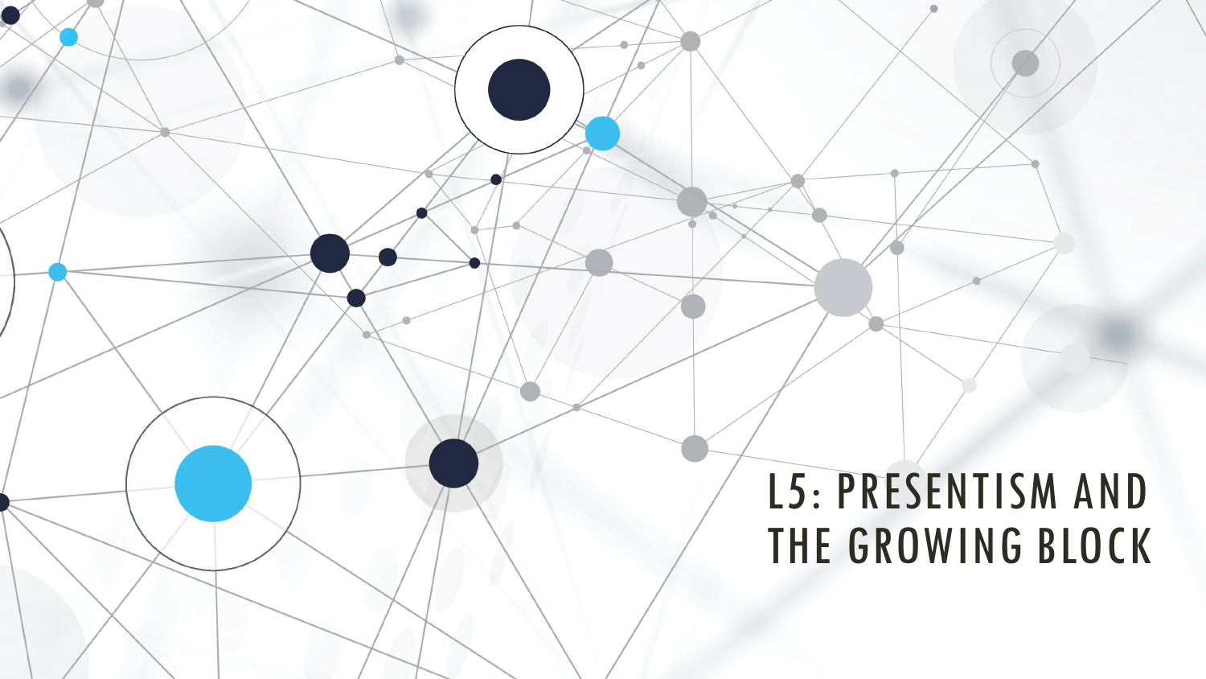# L5: PRESENTISM AND THE GROWING BLOCK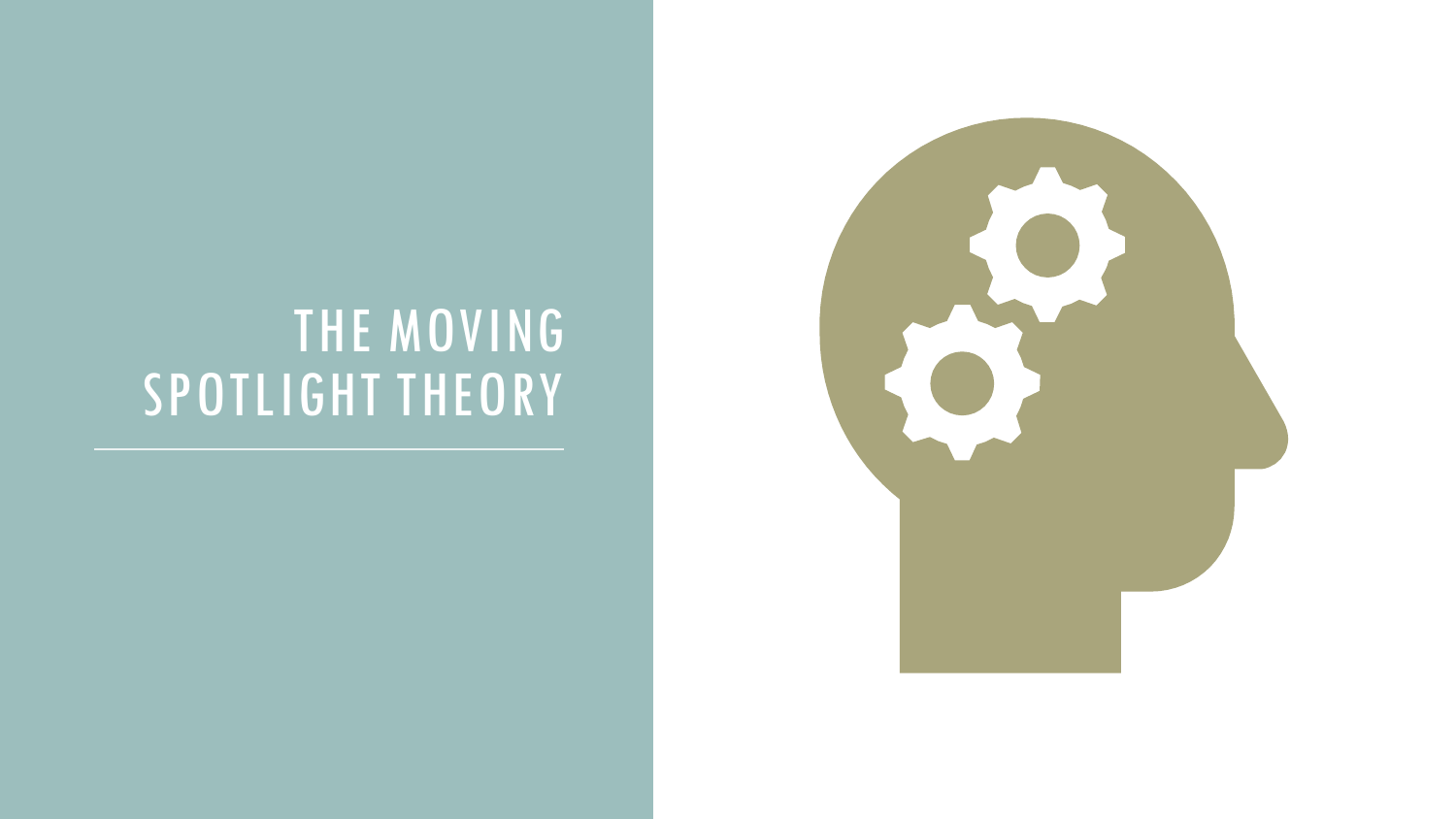# THE MOVING SPOTLIGHT THEORY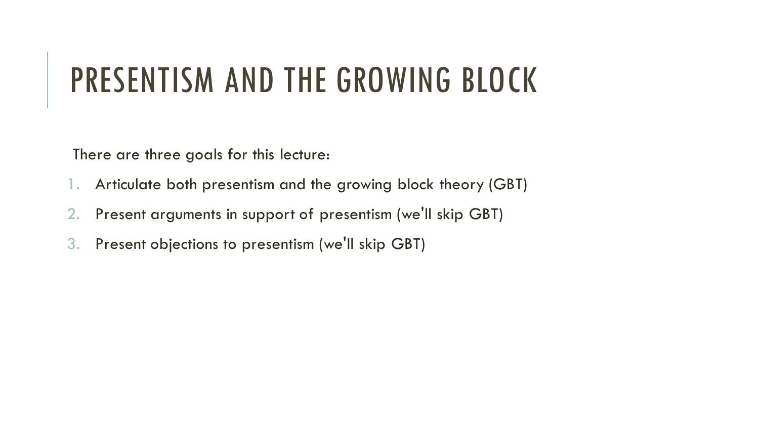# PRESENTISM AND THE GROWING BLOCK

There are three goals for this lecture:

1. Articulate both presentism and the growing block theory (GBT)
2. Present arguments in support of presentism (we'll skip GBT)
3. Present objections to presentism (we'll skip GBT)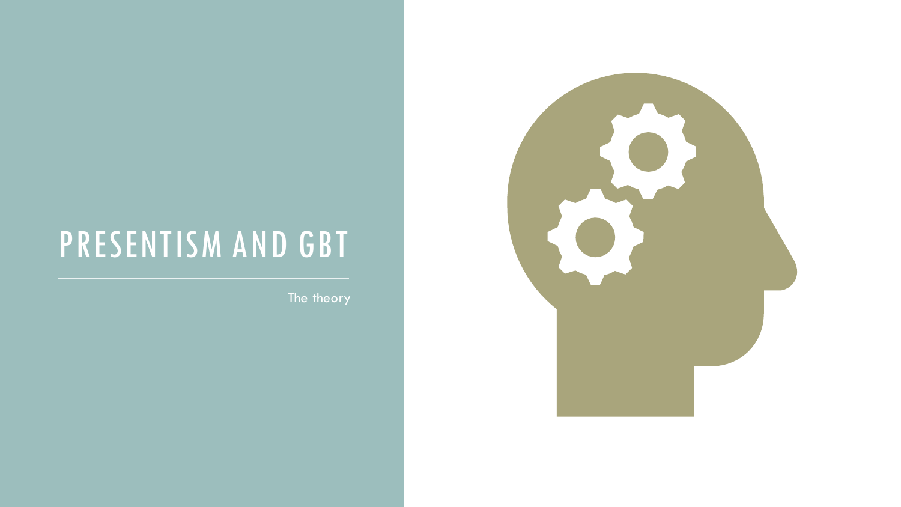# PRESENTISM AND GBT

The theory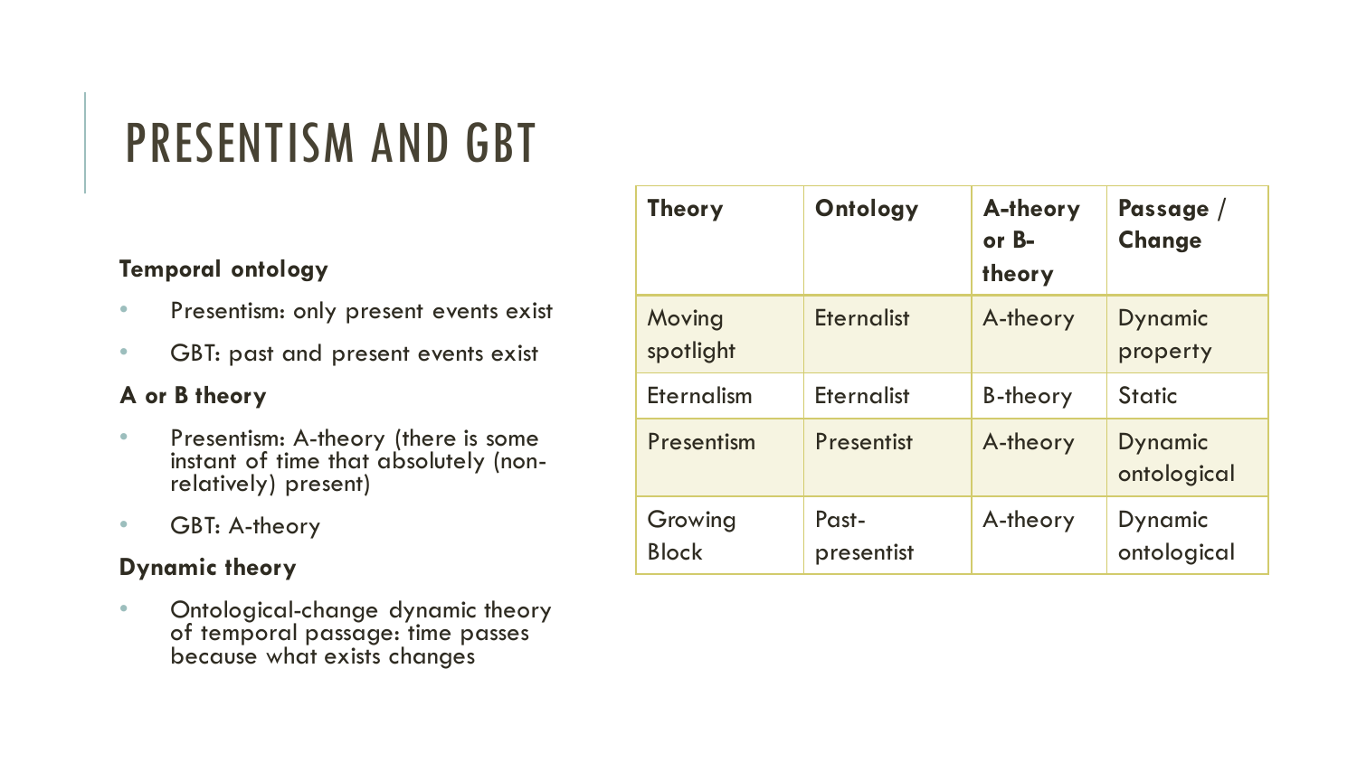# PRESENTISM AND GBT

**Temporal ontology**

- Presentism: only present events exist
- GBT: past and present events exist

**A or B theory**

- Presentism: A-theory (there is some instant of time that absolutely (non-relatively) present)
- GBT: A-theory

**Dynamic theory**

- Ontological-change dynamic theory of temporal passage: time passes because what exists changes

| Theory | Ontology | A-theory or B-theory | Passage / Change |
|---|---|---|---|
| Moving spotlight | Eternalist | A-theory | Dynamic property |
| Eternalism | Eternalist | B-theory | Static |
| Presentism | Presentist | A-theory | Dynamic ontological |
| Growing Block | Past-presentist | A-theory | Dynamic ontological |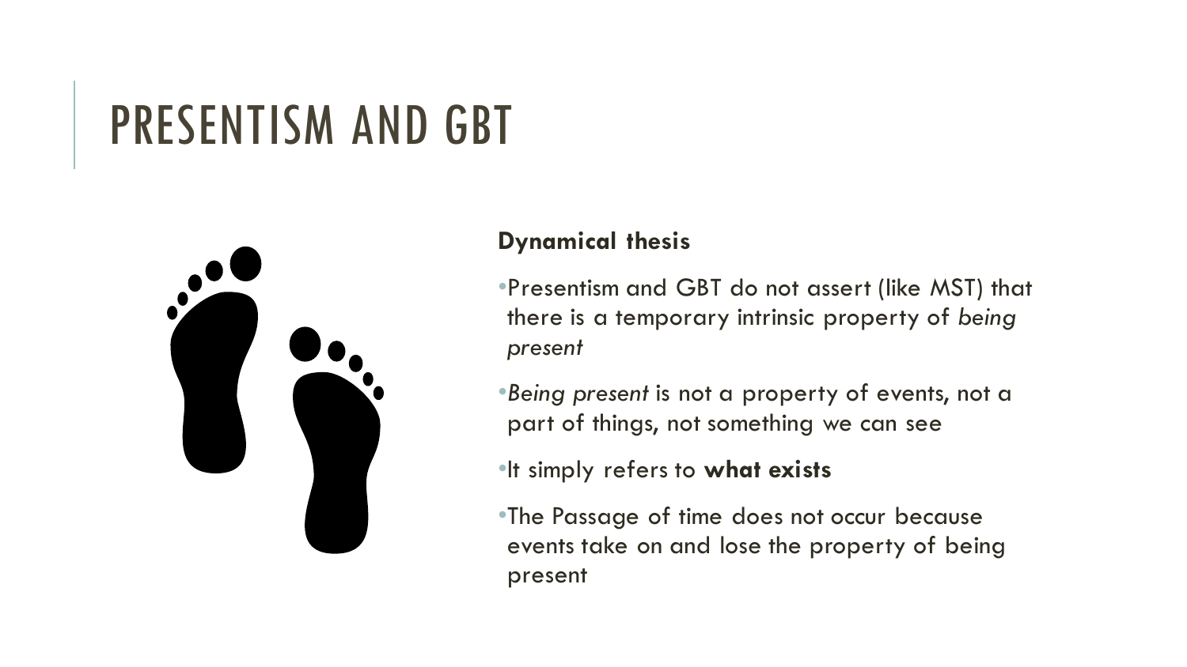# PRESENTISM AND GBT

**Dynamical thesis**

- Presentism and GBT do not assert (like MST) that there is a temporary intrinsic property of *being present*
- *Being present* is not a property of events, not a part of things, not something we can see
- It simply refers to **what exists**
- The Passage of time does not occur because events take on and lose the property of being present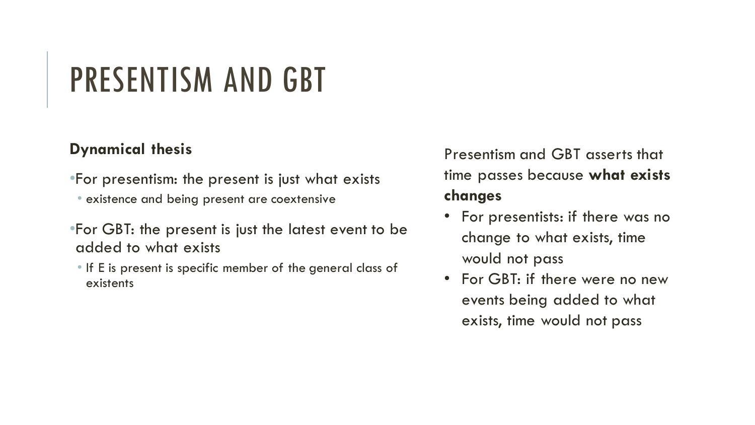# PRESENTISM AND GBT

**Dynamical thesis**

- For presentism: the present is just what exists
  - existence and being present are coextensive
- For GBT: the present is just the latest event to be added to what exists
  - If E is present is specific member of the general class of existents

Presentism and GBT asserts that time passes because **what exists changes**

- For presentists: if there was no change to what exists, time would not pass
- For GBT: if there were no new events being added to what exists, time would not pass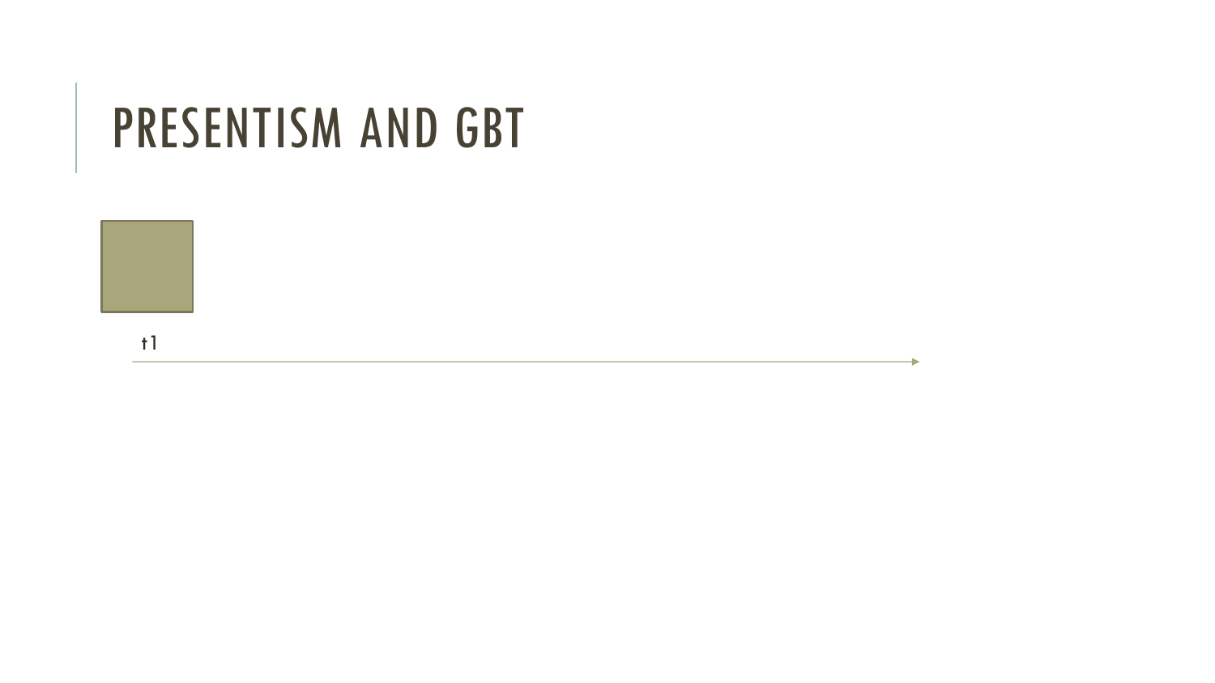# PRESENTISM AND GBT

t1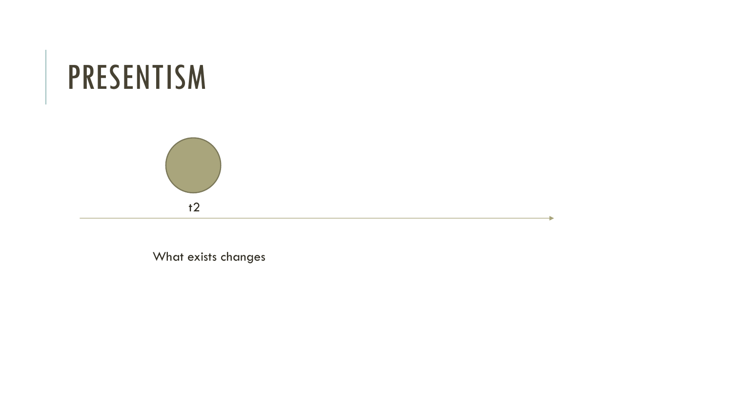# PRESENTISM

t2

What exists changes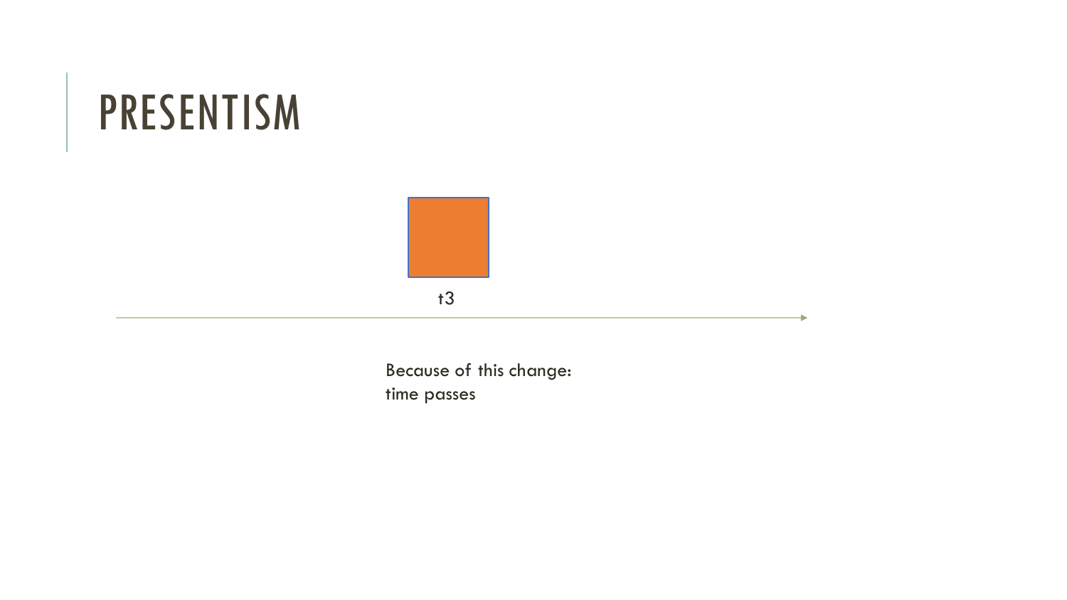# PRESENTISM

t3

Because of this change:
time passes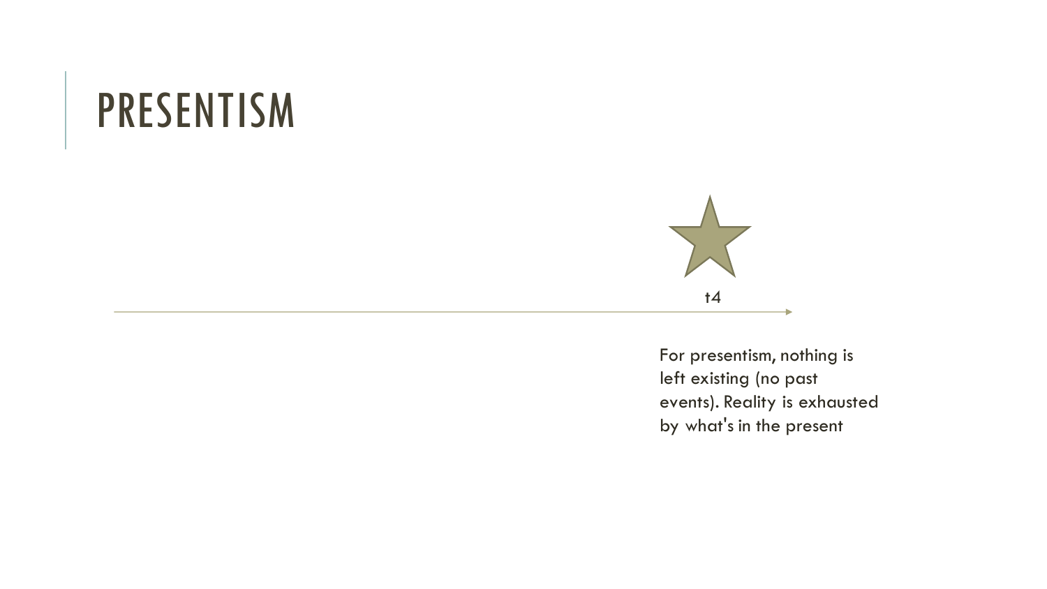# PRESENTISM

t4

For presentism, nothing is left existing (no past events). Reality is exhausted by what's in the present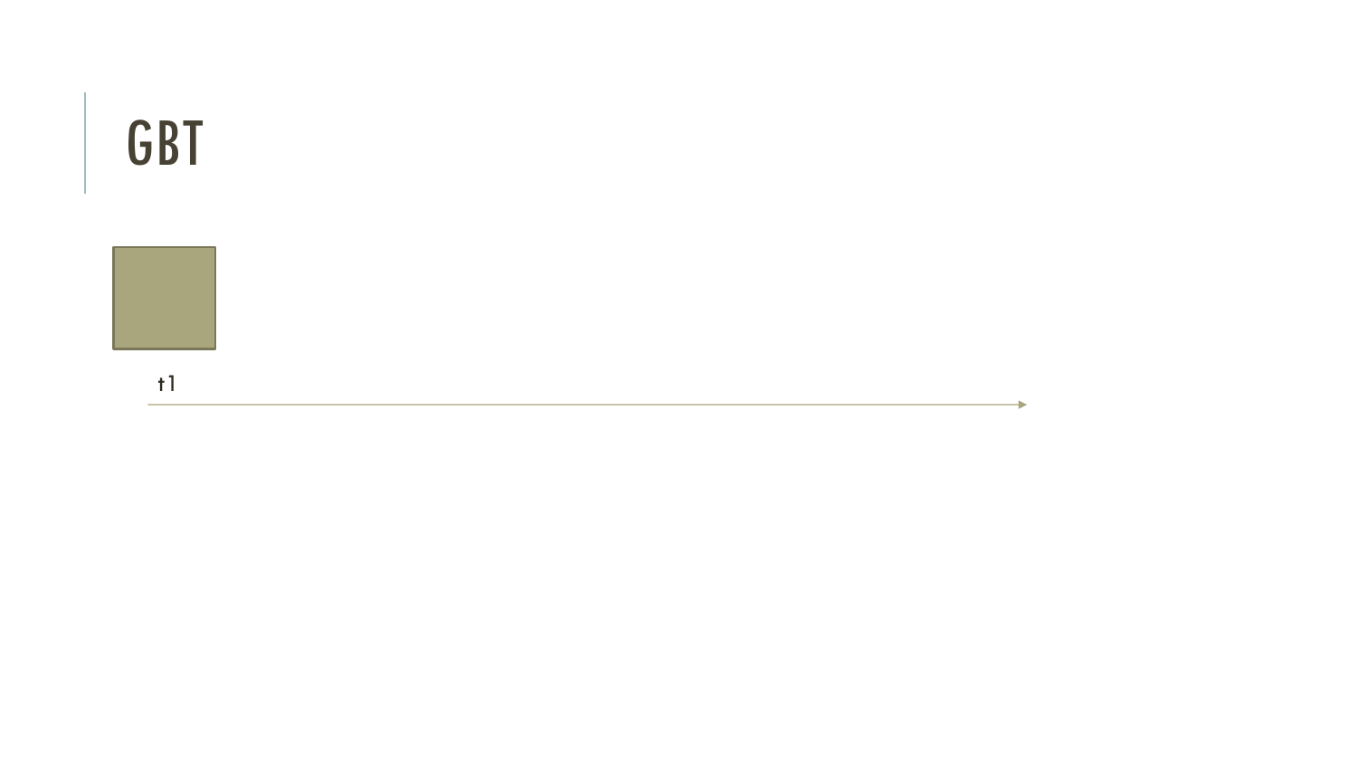# GBT

t1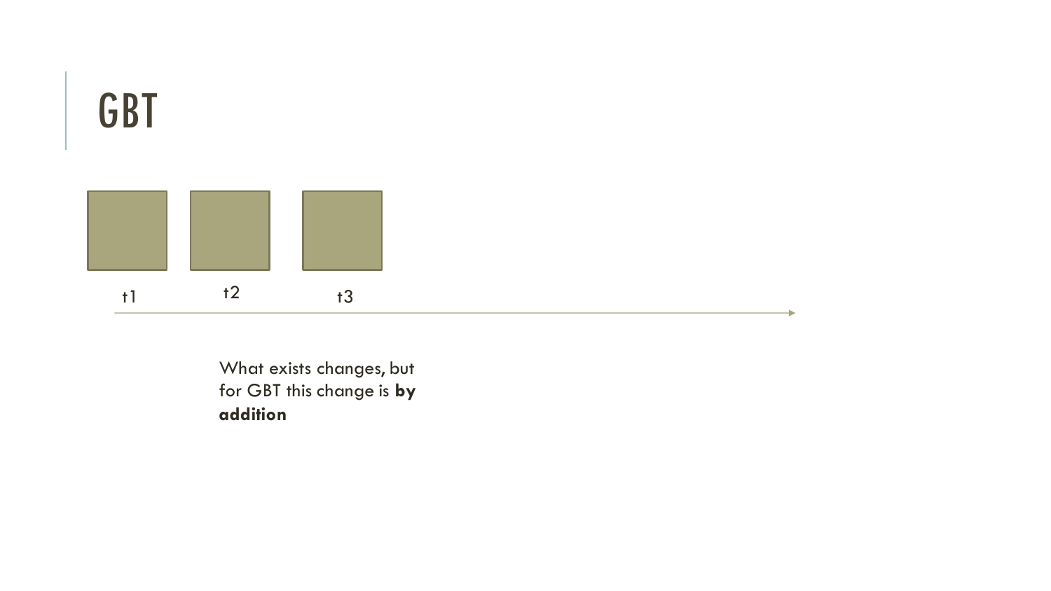# GBT

t1 t2 t3

What exists changes, but for GBT this change is **by addition**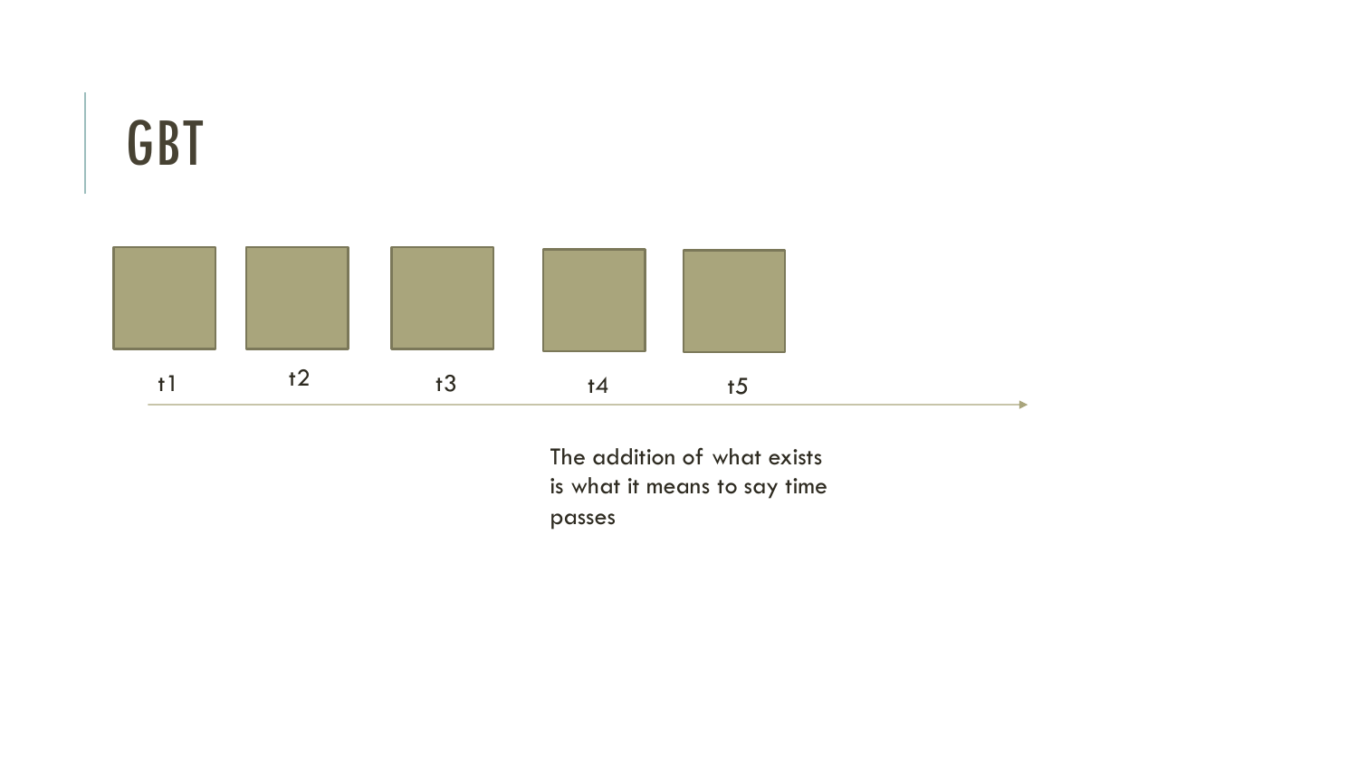# GBT

t1 t2 t3 t4 t5

The addition of what exists is what it means to say time passes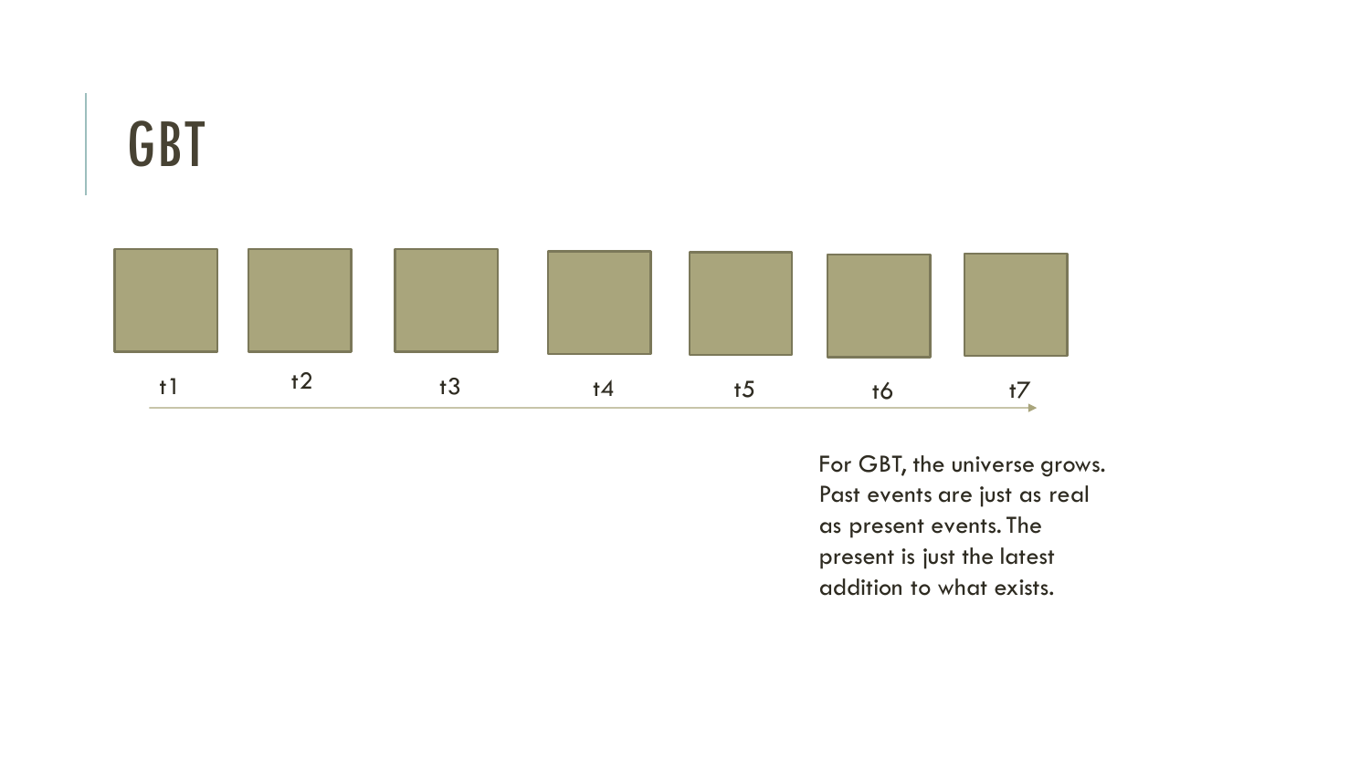# GBT

t1 t2 t3 t4 t5 t6 t7

For GBT, the universe grows. Past events are just as real as present events. The present is just the latest addition to what exists.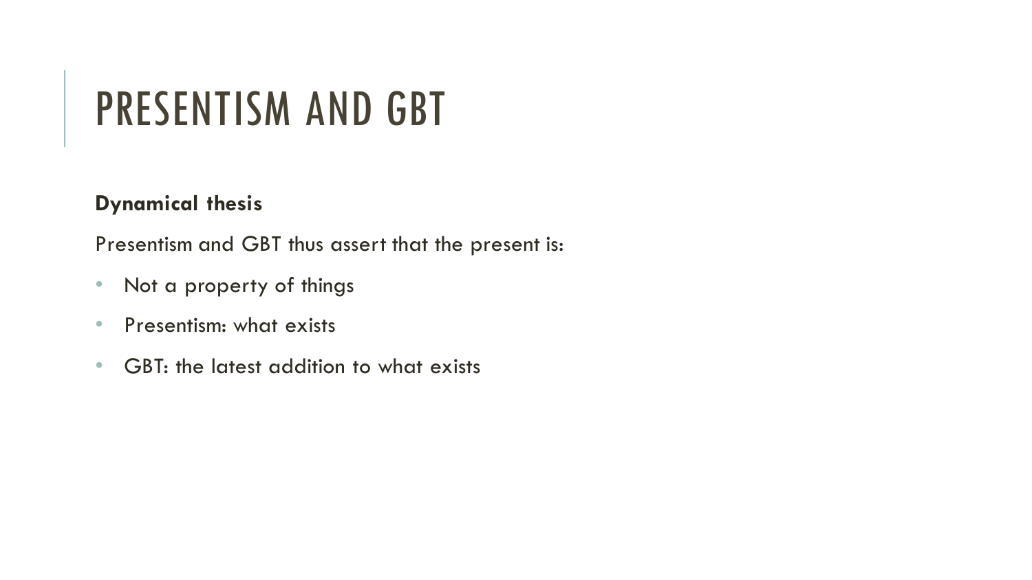# PRESENTISM AND GBT

**Dynamical thesis**

Presentism and GBT thus assert that the present is:

- Not a property of things
- Presentism: what exists
- GBT: the latest addition to what exists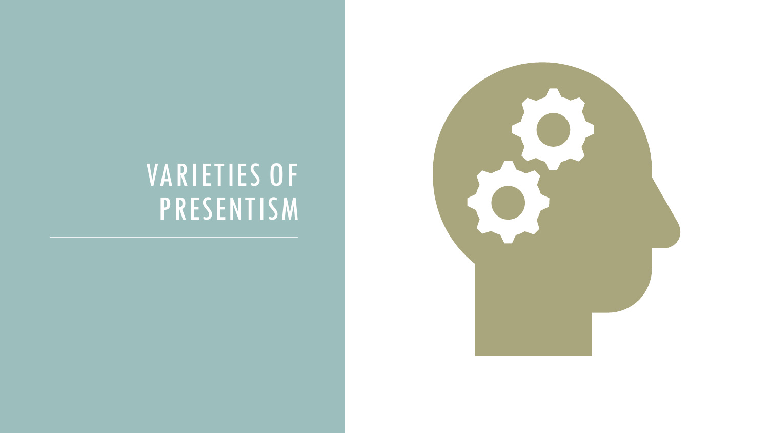# VARIETIES OF PRESENTISM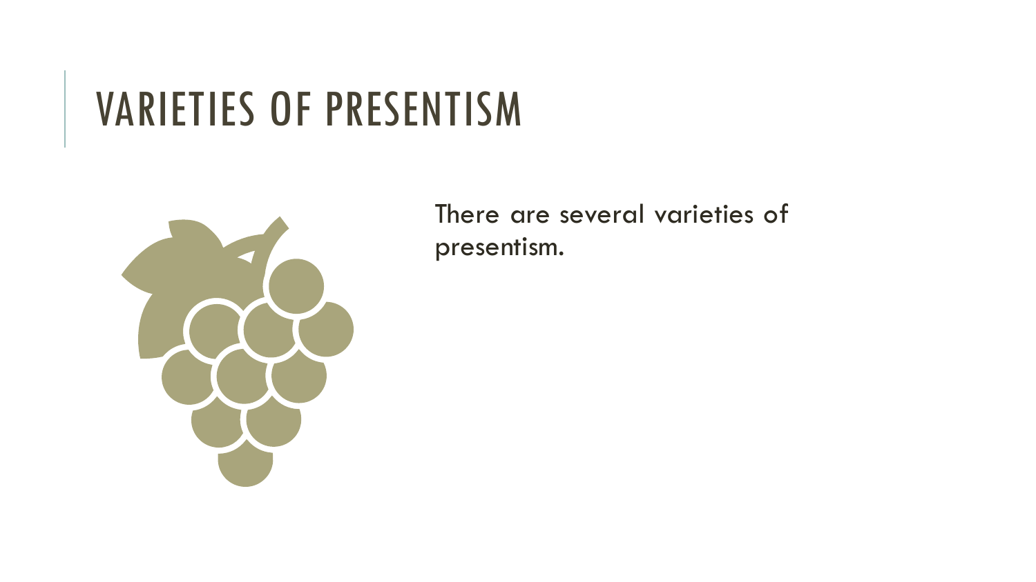# VARIETIES OF PRESENTISM

There are several varieties of presentism.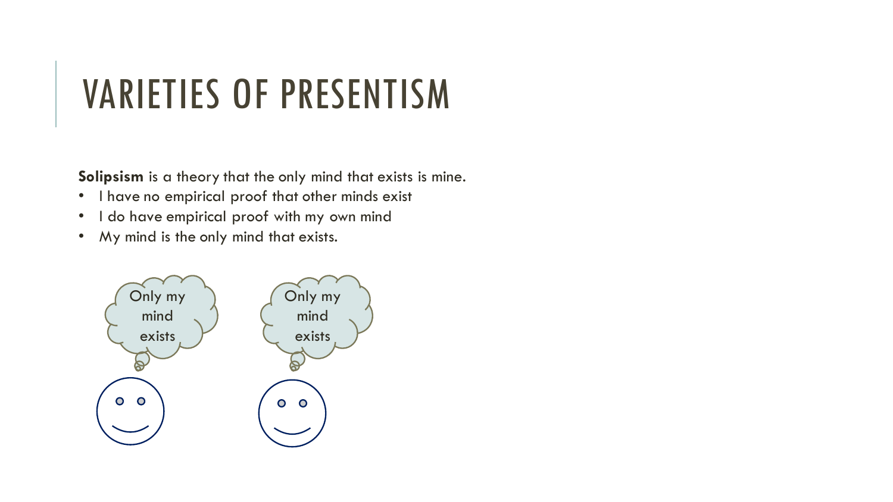# VARIETIES OF PRESENTISM

**Solipsism** is a theory that the only mind that exists is mine.

- I have no empirical proof that other minds exist
- I do have empirical proof with my own mind
- My mind is the only mind that exists.

Only my mind exists

Only my mind exists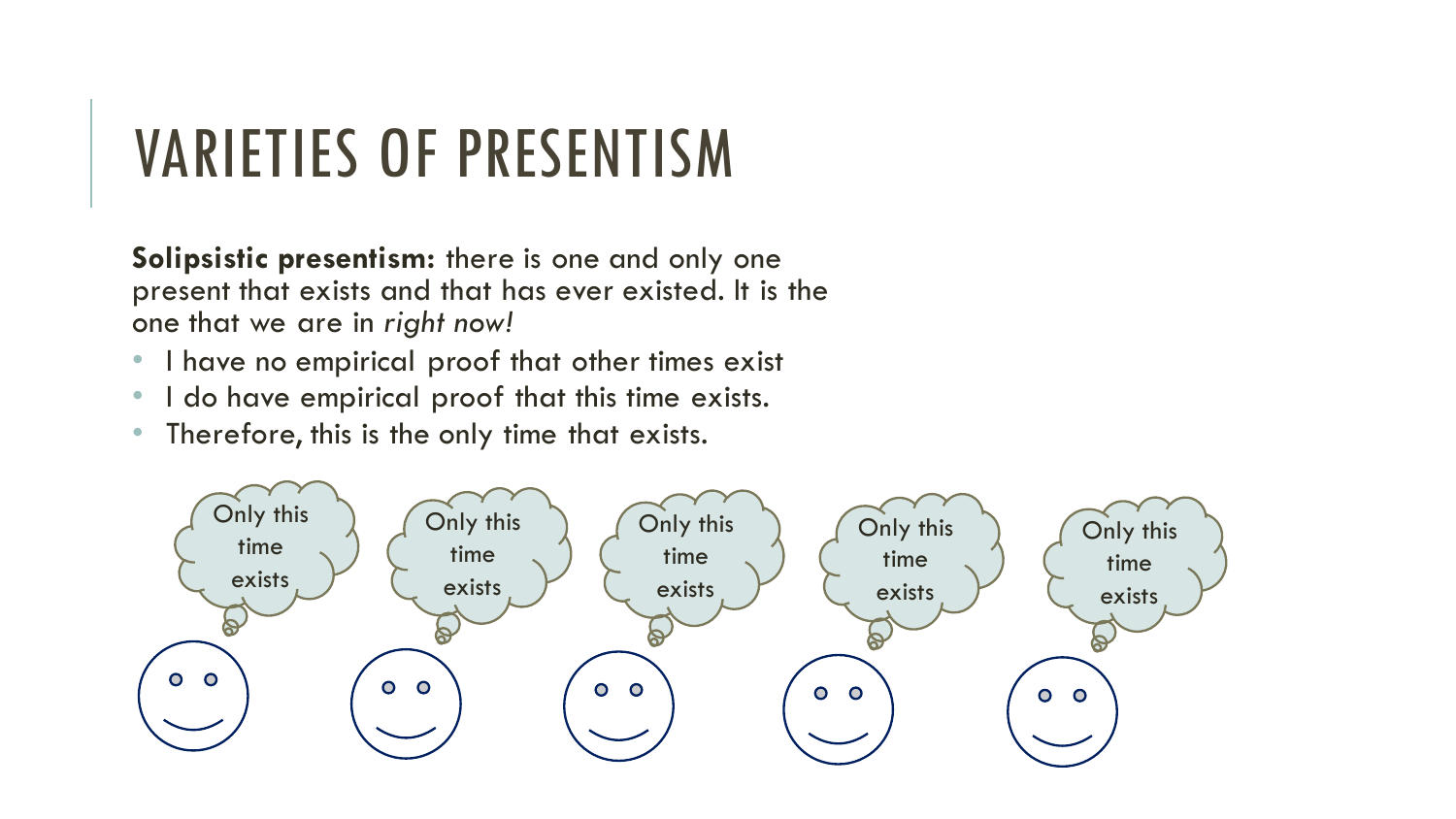# VARIETIES OF PRESENTISM

**Solipsistic presentism:** there is one and only one present that exists and that has ever existed. It is the one that we are in *right now!*

- I have no empirical proof that other times exist
- I do have empirical proof that this time exists.
- Therefore, this is the only time that exists.

Only this time exists

Only this time exists

Only this time exists

Only this time exists

Only this time exists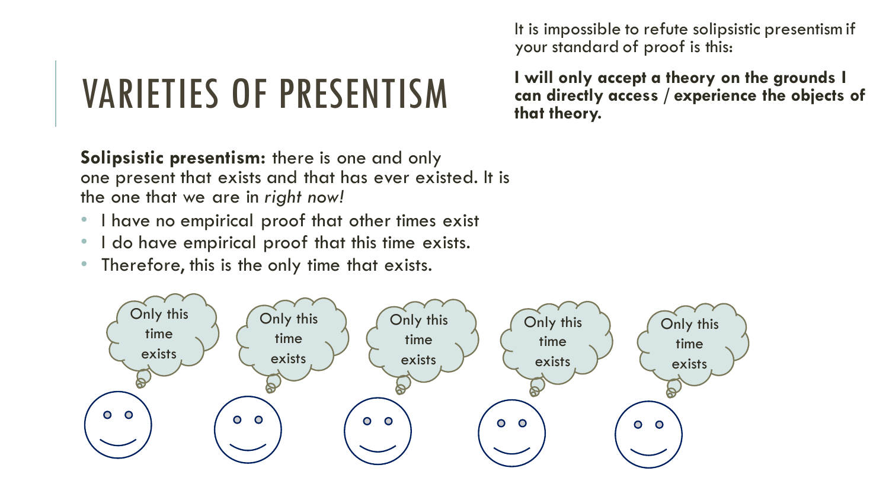# VARIETIES OF PRESENTISM

It is impossible to refute solipsistic presentism if your standard of proof is this:

**I will only accept a theory on the grounds I can directly access / experience the objects of that theory.**

**Solipsistic presentism:** there is one and only one present that exists and that has ever existed. It is the one that we are in *right now!*

- I have no empirical proof that other times exist
- I do have empirical proof that this time exists.
- Therefore, this is the only time that exists.

Only this time exists

Only this time exists

Only this time exists

Only this time exists

Only this time exists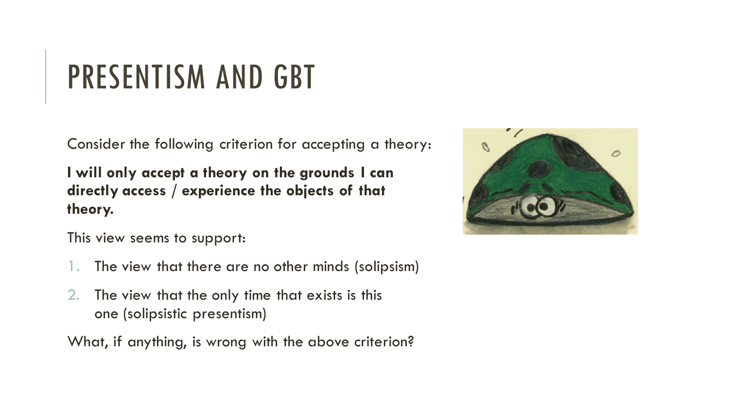# PRESENTISM AND GBT

Consider the following criterion for accepting a theory:

**I will only accept a theory on the grounds I can directly access / experience the objects of that theory.**

This view seems to support:

1. The view that there are no other minds (solipsism)
2. The view that the only time that exists is this one (solipsistic presentism)

What, if anything, is wrong with the above criterion?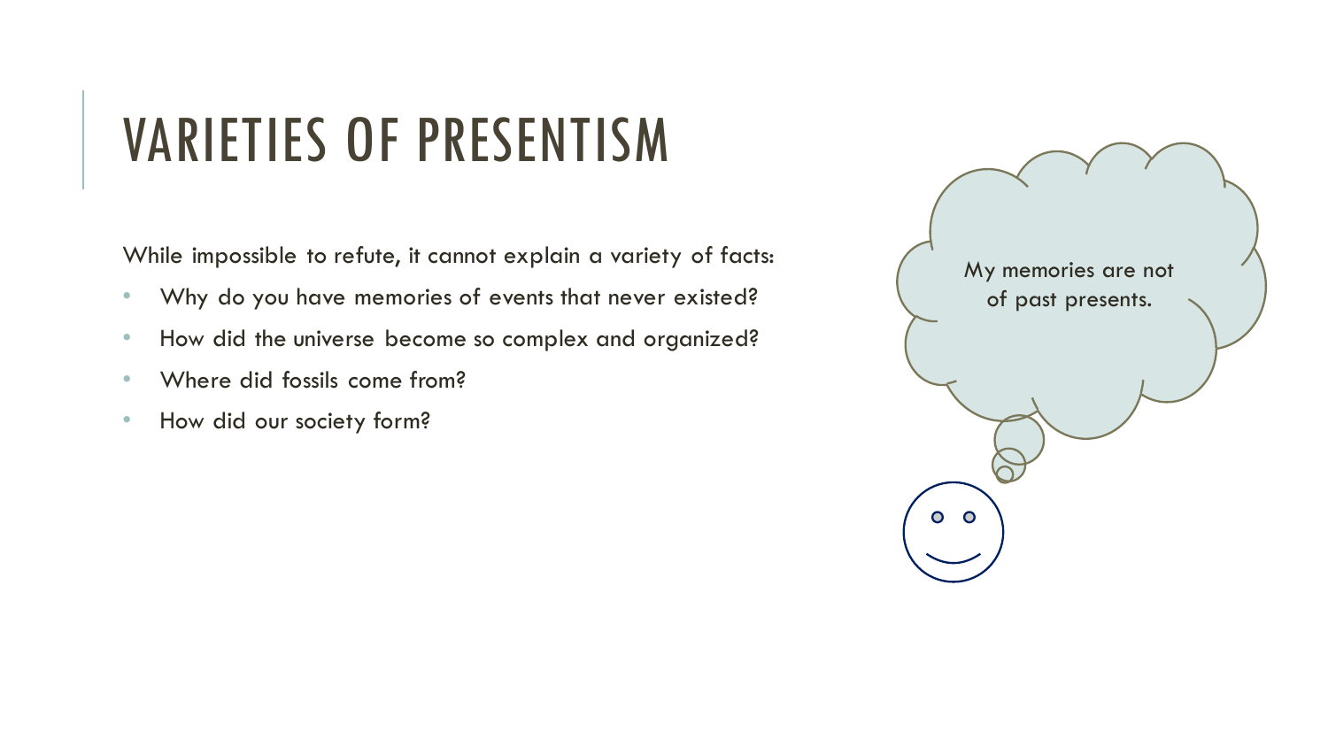# VARIETIES OF PRESENTISM

While impossible to refute, it cannot explain a variety of facts:

- Why do you have memories of events that never existed?
- How did the universe become so complex and organized?
- Where did fossils come from?
- How did our society form?

My memories are not of past presents.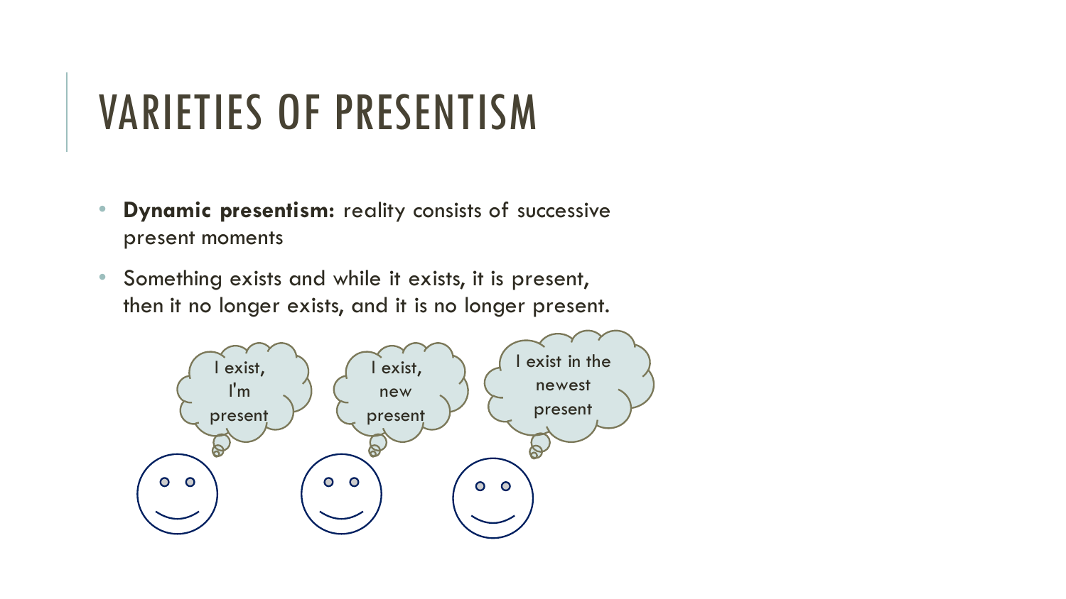# VARIETIES OF PRESENTISM

- **Dynamic presentism:** reality consists of successive present moments
- Something exists and while it exists, it is present, then it no longer exists, and it is no longer present.

I exist, I'm present

I exist, new present

I exist in the newest present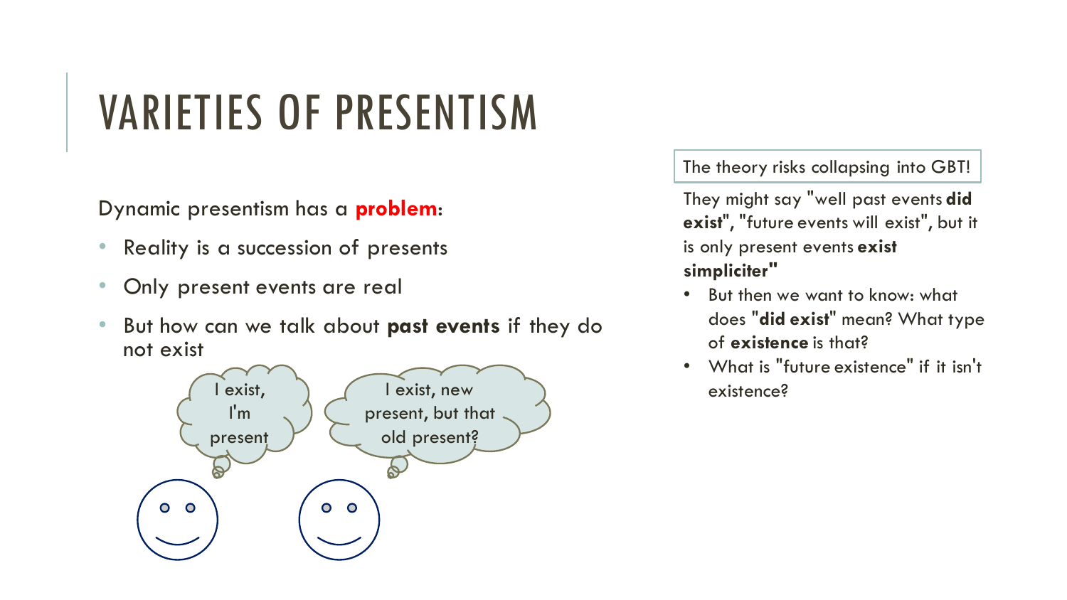# VARIETIES OF PRESENTISM

Dynamic presentism has a **problem**:

- Reality is a succession of presents
- Only present events are real
- But how can we talk about **past events** if they do not exist

I exist, I'm present

I exist, new present, but that old present?

The theory risks collapsing into GBT!

They might say "well past events **did exist**", "future events will exist", but it is only present events **exist simpliciter**"

- But then we want to know: what does "**did exist**" mean? What type of **existence** is that?
- What is "future existence" if it isn't existence?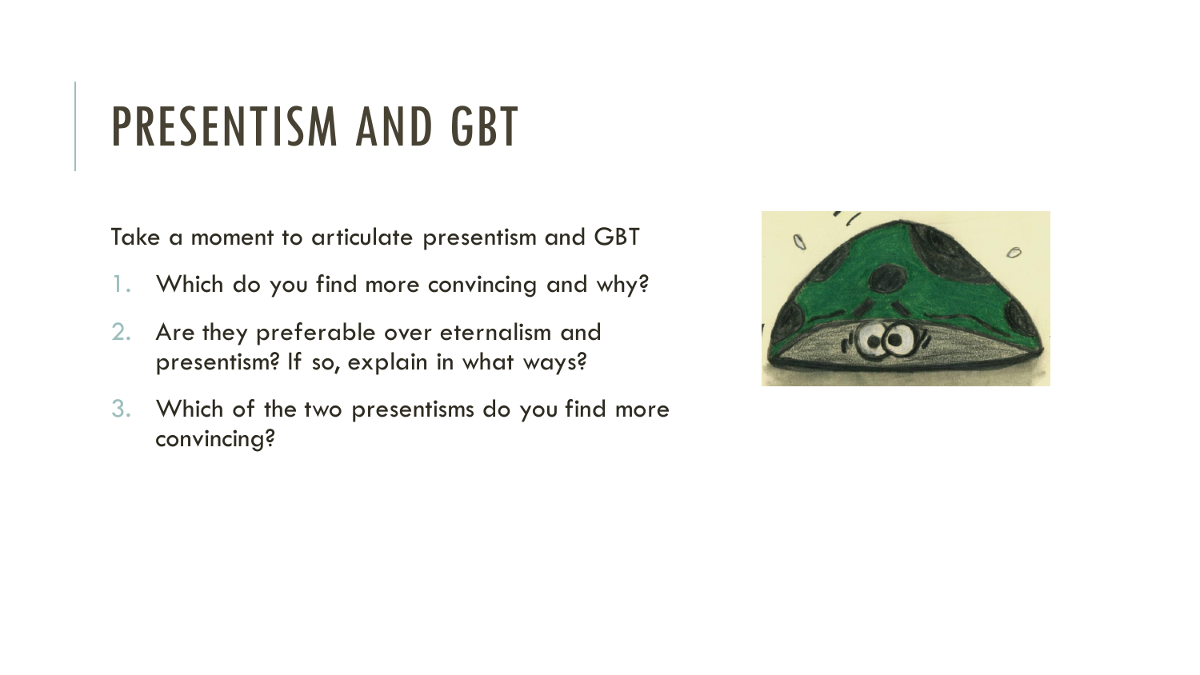# PRESENTISM AND GBT

Take a moment to articulate presentism and GBT

1. Which do you find more convincing and why?
2. Are they preferable over eternalism and presentism? If so, explain in what ways?
3. Which of the two presentisms do you find more convincing?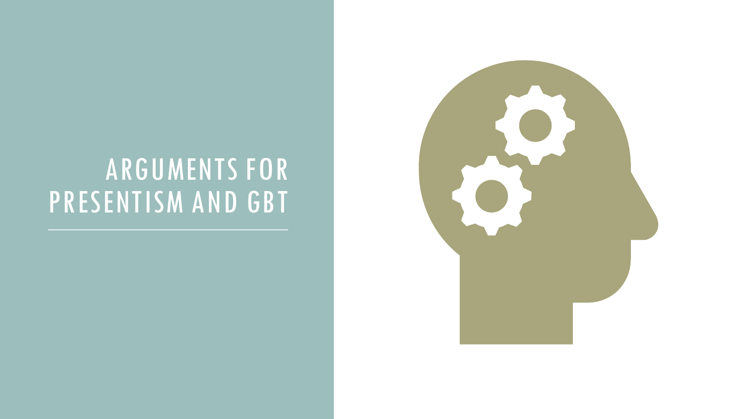# ARGUMENTS FOR PRESENTISM AND GBT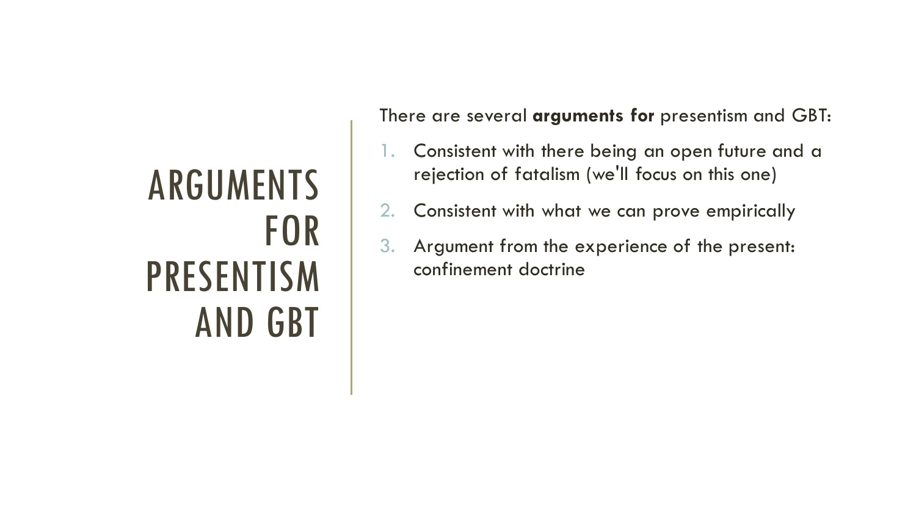# ARGUMENTS FOR PRESENTISM AND GBT

There are several **arguments for** presentism and GBT:

1. Consistent with there being an open future and a rejection of fatalism (we'll focus on this one)
2. Consistent with what we can prove empirically
3. Argument from the experience of the present: confinement doctrine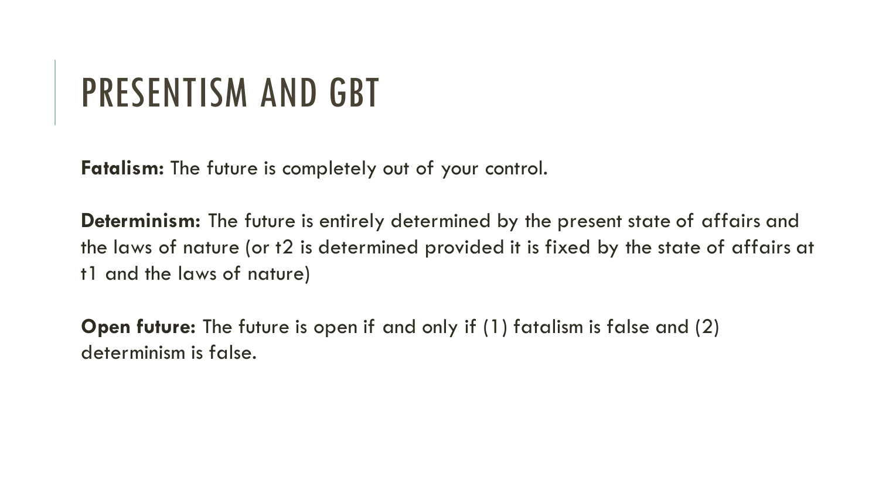# PRESENTISM AND GBT

**Fatalism:** The future is completely out of your control.

**Determinism:** The future is entirely determined by the present state of affairs and the laws of nature (or t2 is determined provided it is fixed by the state of affairs at t1 and the laws of nature)

**Open future:** The future is open if and only if (1) fatalism is false and (2) determinism is false.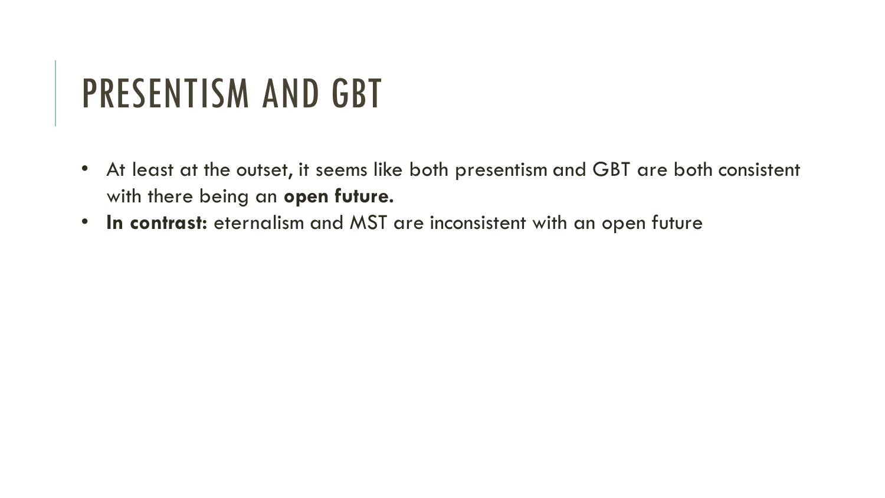# PRESENTISM AND GBT

- At least at the outset, it seems like both presentism and GBT are both consistent with there being an **open future.**
- **In contrast:** eternalism and MST are inconsistent with an open future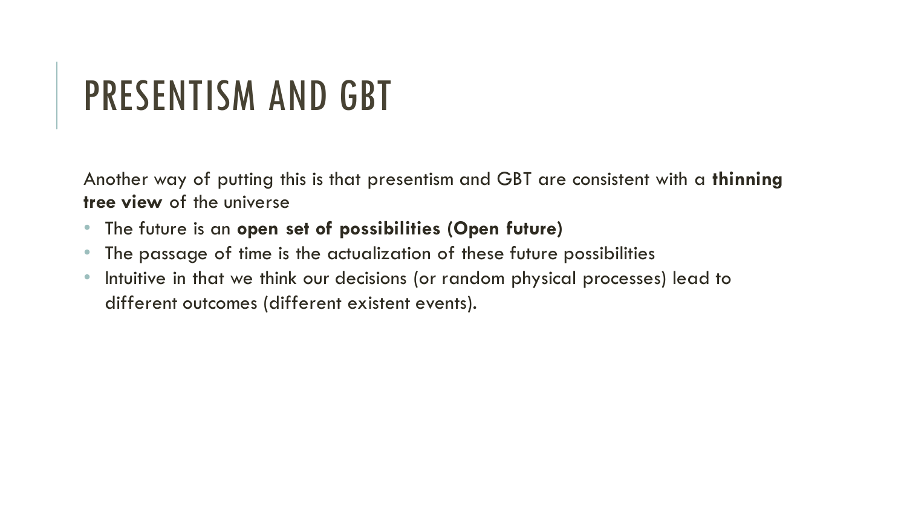# PRESENTISM AND GBT

Another way of putting this is that presentism and GBT are consistent with a **thinning tree view** of the universe

- The future is an **open set of possibilities (Open future)**
- The passage of time is the actualization of these future possibilities
- Intuitive in that we think our decisions (or random physical processes) lead to different outcomes (different existent events).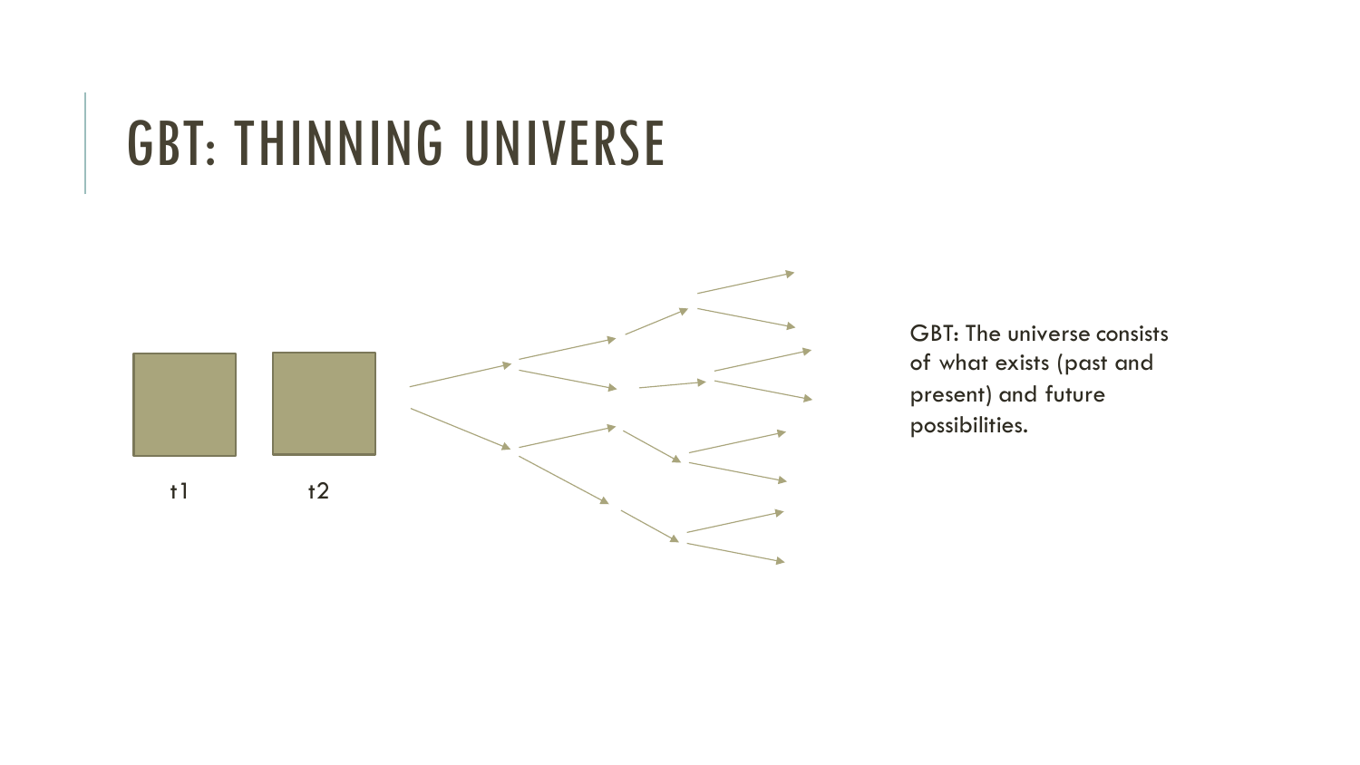# GBT: THINNING UNIVERSE

t1 t2

GBT: The universe consists of what exists (past and present) and future possibilities.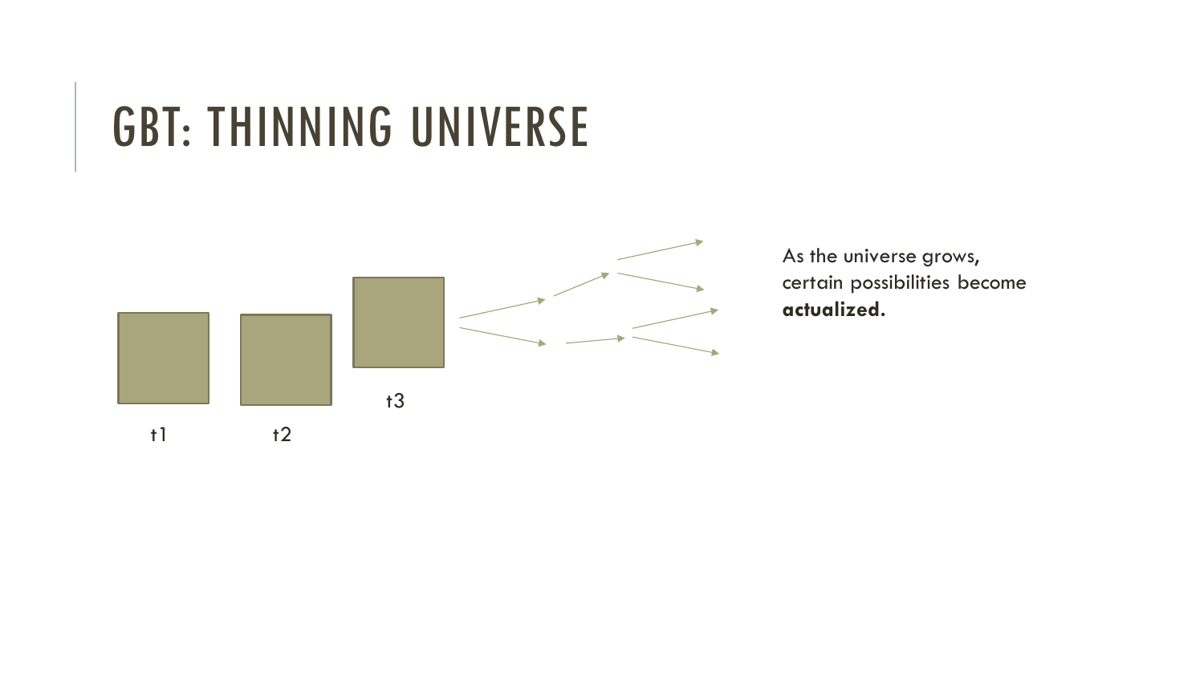# GBT: THINNING UNIVERSE

t1

t2

t3

As the universe grows, certain possibilities become **actualized.**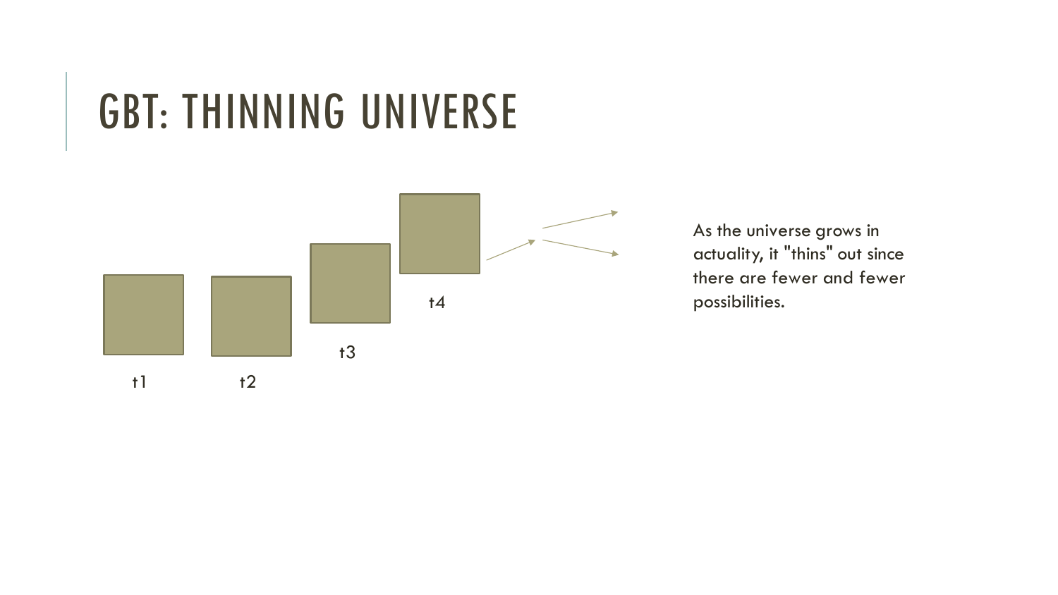# GBT: THINNING UNIVERSE

t1

t2

t3

t4

As the universe grows in actuality, it "thins" out since there are fewer and fewer possibilities.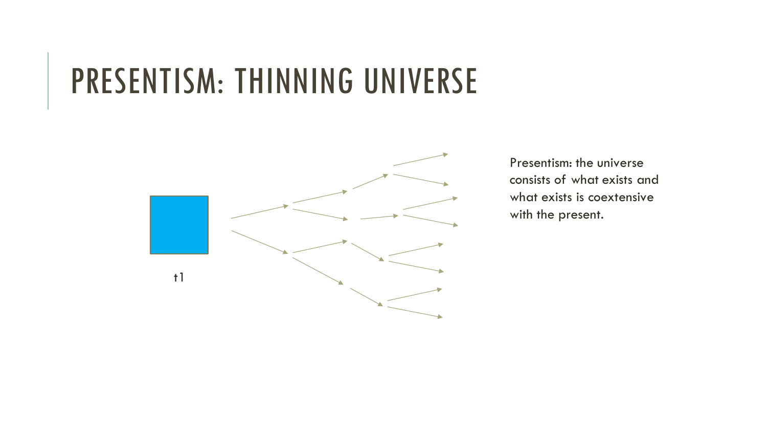# PRESENTISM: THINNING UNIVERSE

t1

Presentism: the universe consists of what exists and what exists is coextensive with the present.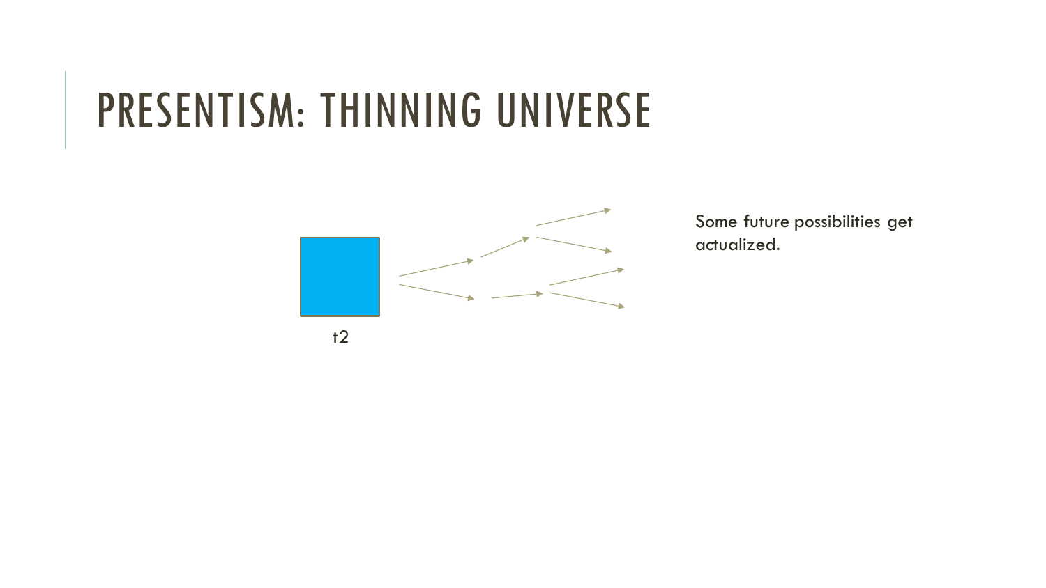# PRESENTISM: THINNING UNIVERSE

t2

Some future possibilities get actualized.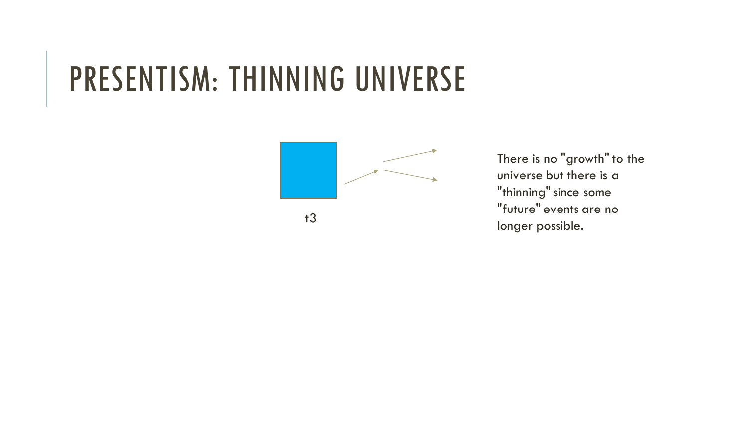# PRESENTISM: THINNING UNIVERSE

t3

There is no "growth" to the universe but there is a "thinning" since some "future" events are no longer possible.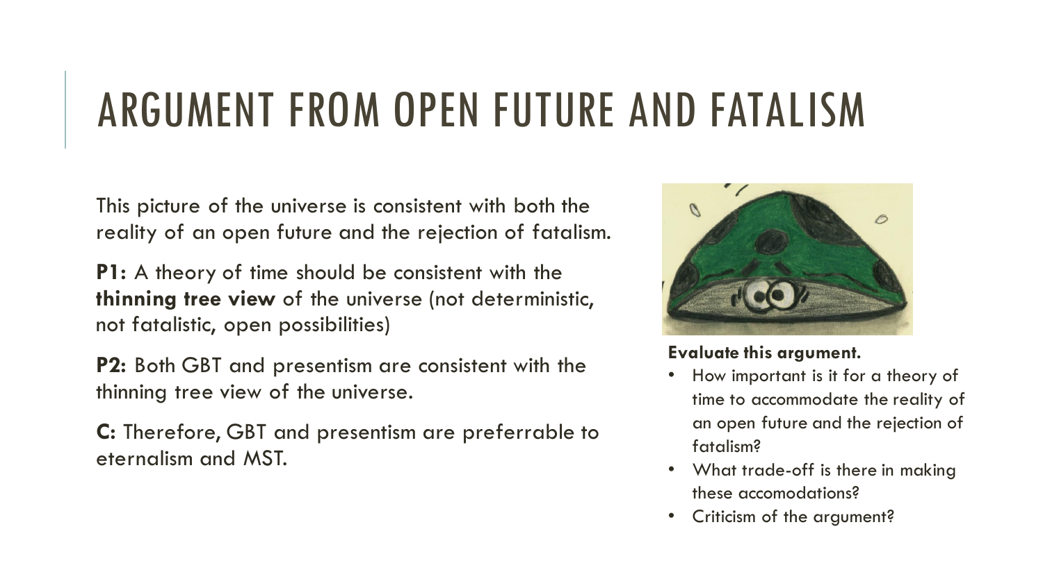# ARGUMENT FROM OPEN FUTURE AND FATALISM

This picture of the universe is consistent with both the reality of an open future and the rejection of fatalism.

**P1:** A theory of time should be consistent with the **thinning tree view** of the universe (not deterministic, not fatalistic, open possibilities)

**P2:** Both GBT and presentism are consistent with the thinning tree view of the universe.

**C:** Therefore, GBT and presentism are preferrable to eternalism and MST.

**Evaluate this argument.**

- How important is it for a theory of time to accommodate the reality of an open future and the rejection of fatalism?
- What trade-off is there in making these accomodations?
- Criticism of the argument?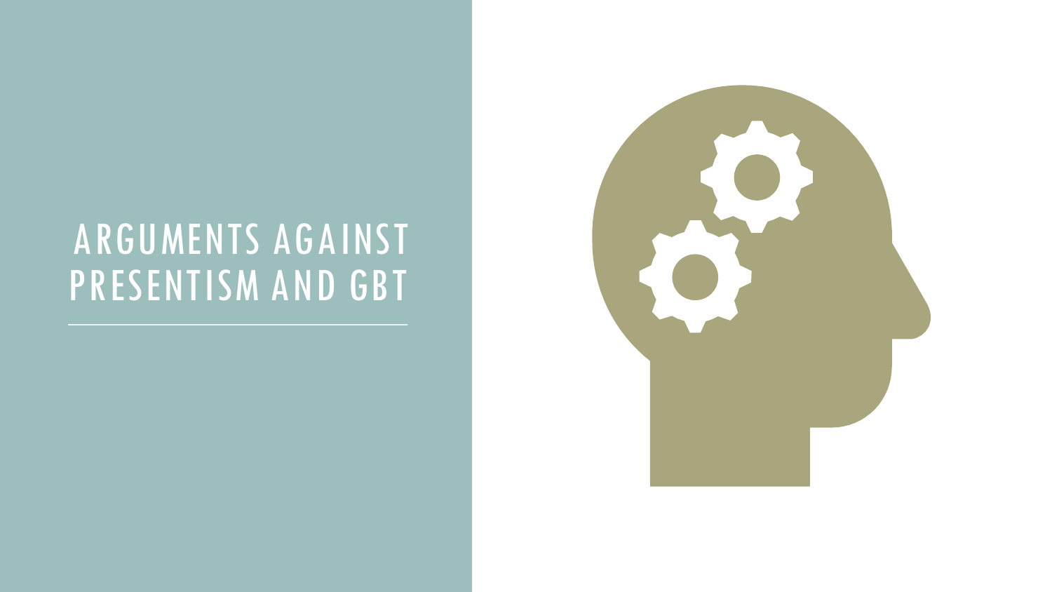# ARGUMENTS AGAINST PRESENTISM AND GBT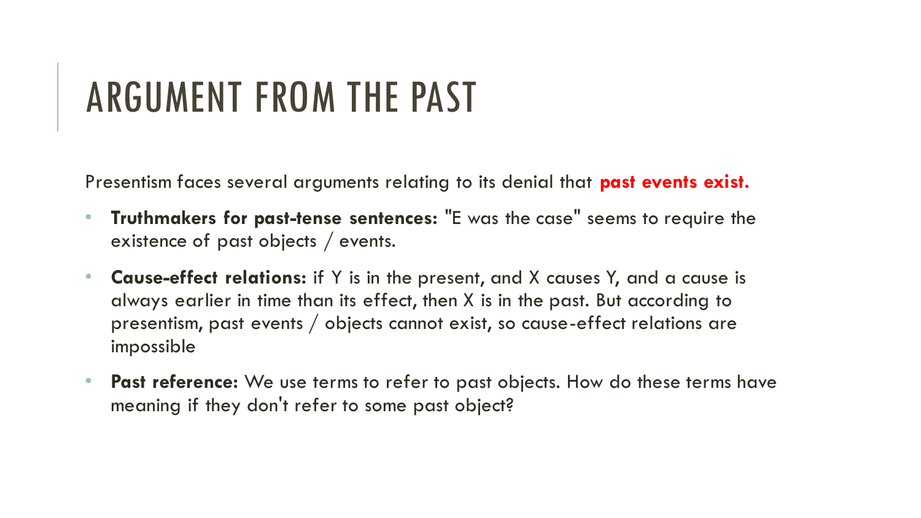# ARGUMENT FROM THE PAST

Presentism faces several arguments relating to its denial that **past events exist.**

- **Truthmakers for past-tense sentences:** "E was the case" seems to require the existence of past objects / events.
- **Cause-effect relations:** if Y is in the present, and X causes Y, and a cause is always earlier in time than its effect, then X is in the past. But according to presentism, past events / objects cannot exist, so cause-effect relations are impossible
- **Past reference:** We use terms to refer to past objects. How do these terms have meaning if they don't refer to some past object?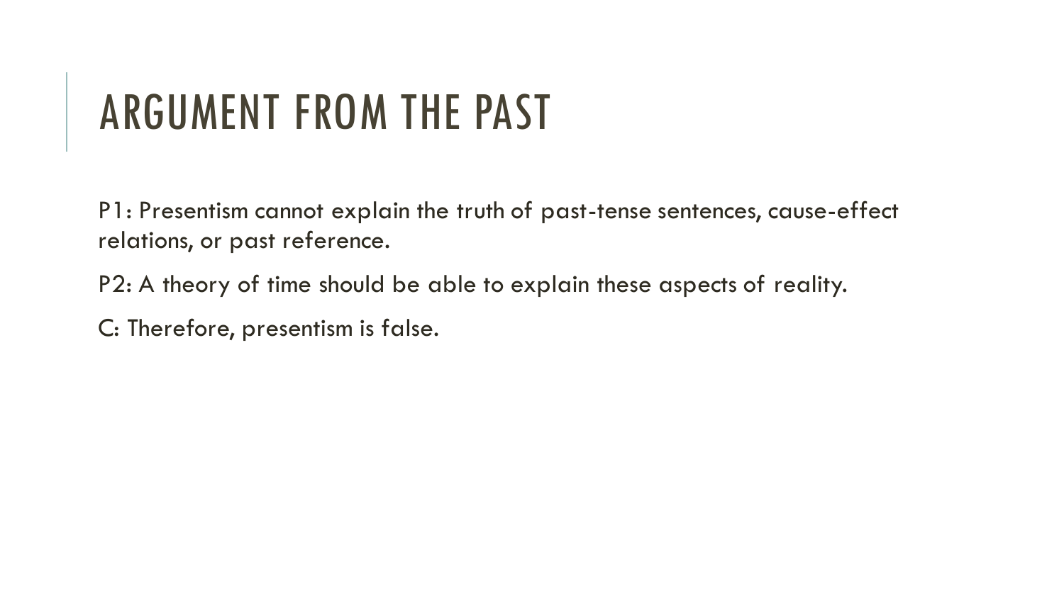# ARGUMENT FROM THE PAST

P1: Presentism cannot explain the truth of past-tense sentences, cause-effect relations, or past reference.

P2: A theory of time should be able to explain these aspects of reality.

C: Therefore, presentism is false.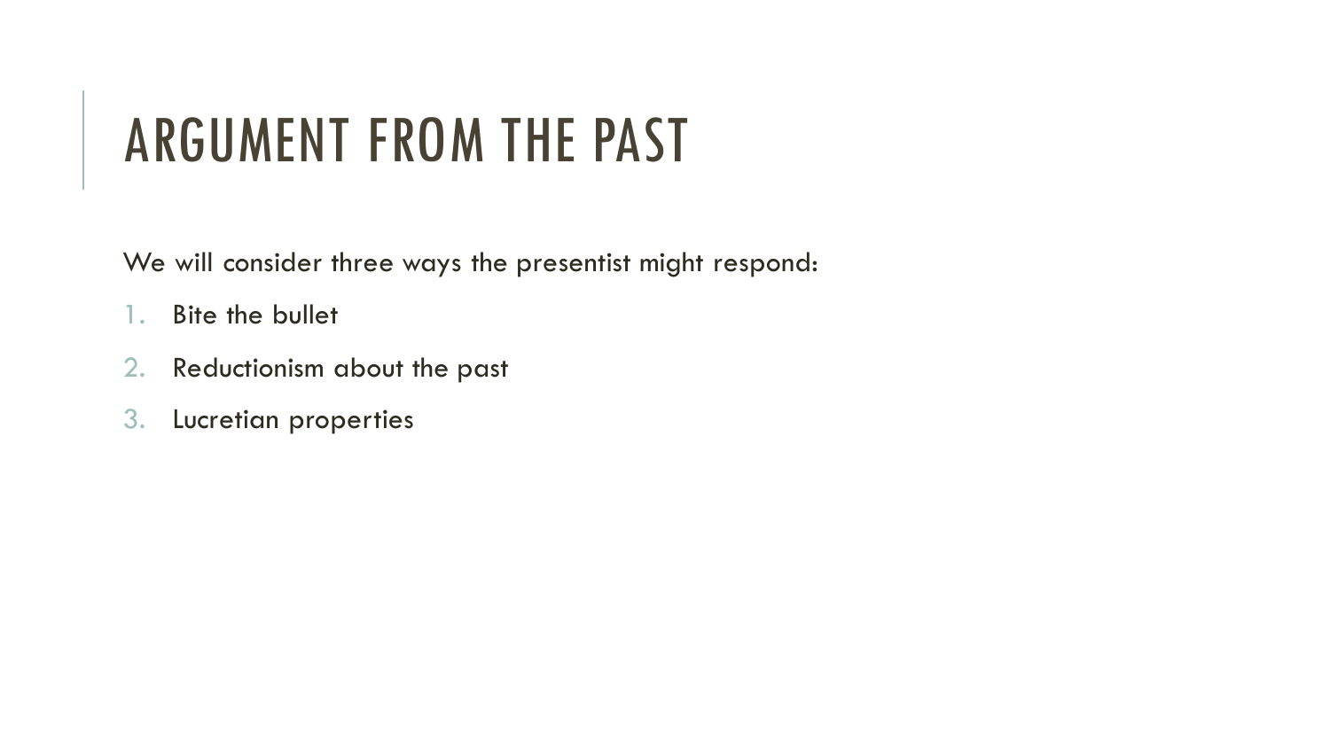# ARGUMENT FROM THE PAST

We will consider three ways the presentist might respond:

1. Bite the bullet
2. Reductionism about the past
3. Lucretian properties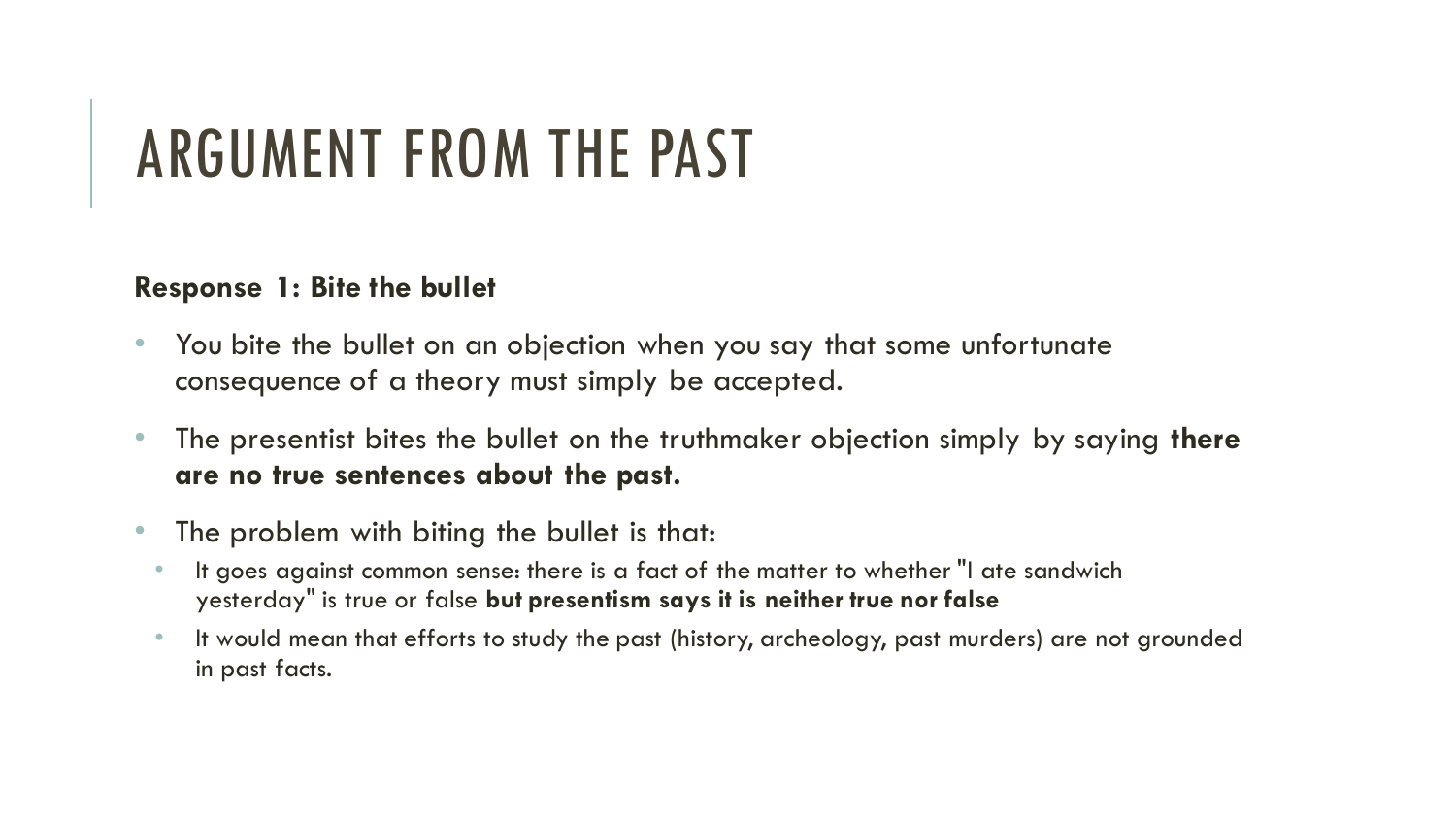# ARGUMENT FROM THE PAST

**Response 1: Bite the bullet**

- You bite the bullet on an objection when you say that some unfortunate consequence of a theory must simply be accepted.
- The presentist bites the bullet on the truthmaker objection simply by saying **there are no true sentences about the past.**
- The problem with biting the bullet is that:
  - It goes against common sense: there is a fact of the matter to whether "I ate sandwich yesterday" is true or false **but presentism says it is neither true nor false**
  - It would mean that efforts to study the past (history, archeology, past murders) are not grounded in past facts.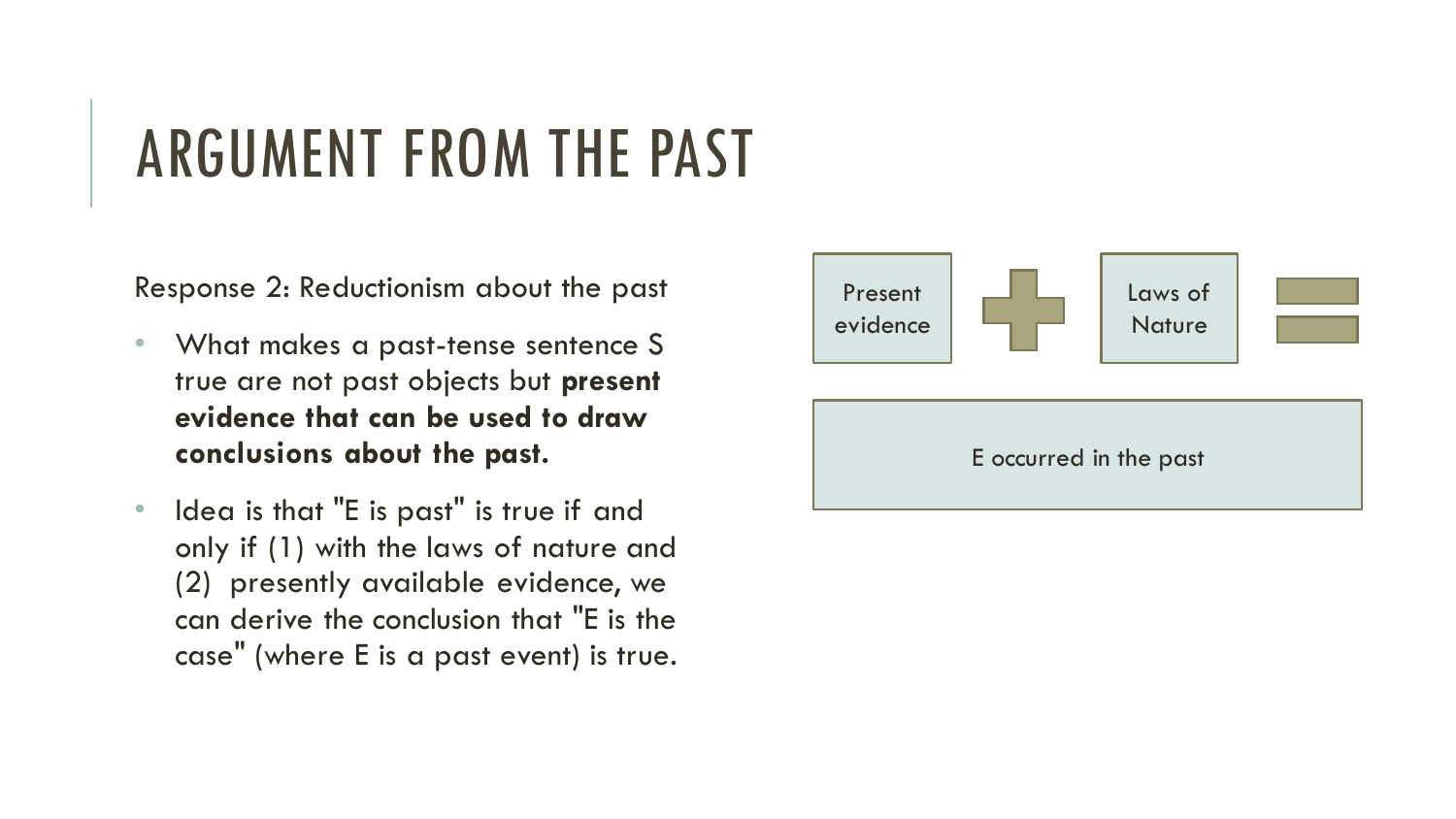# ARGUMENT FROM THE PAST

Response 2: Reductionism about the past

- What makes a past-tense sentence S true are not past objects but **present evidence that can be used to draw conclusions about the past.**
- Idea is that "E is past" is true if and only if (1) with the laws of nature and (2) presently available evidence, we can derive the conclusion that "E is the case" (where E is a past event) is true.

Present evidence + Laws of Nature =

E occurred in the past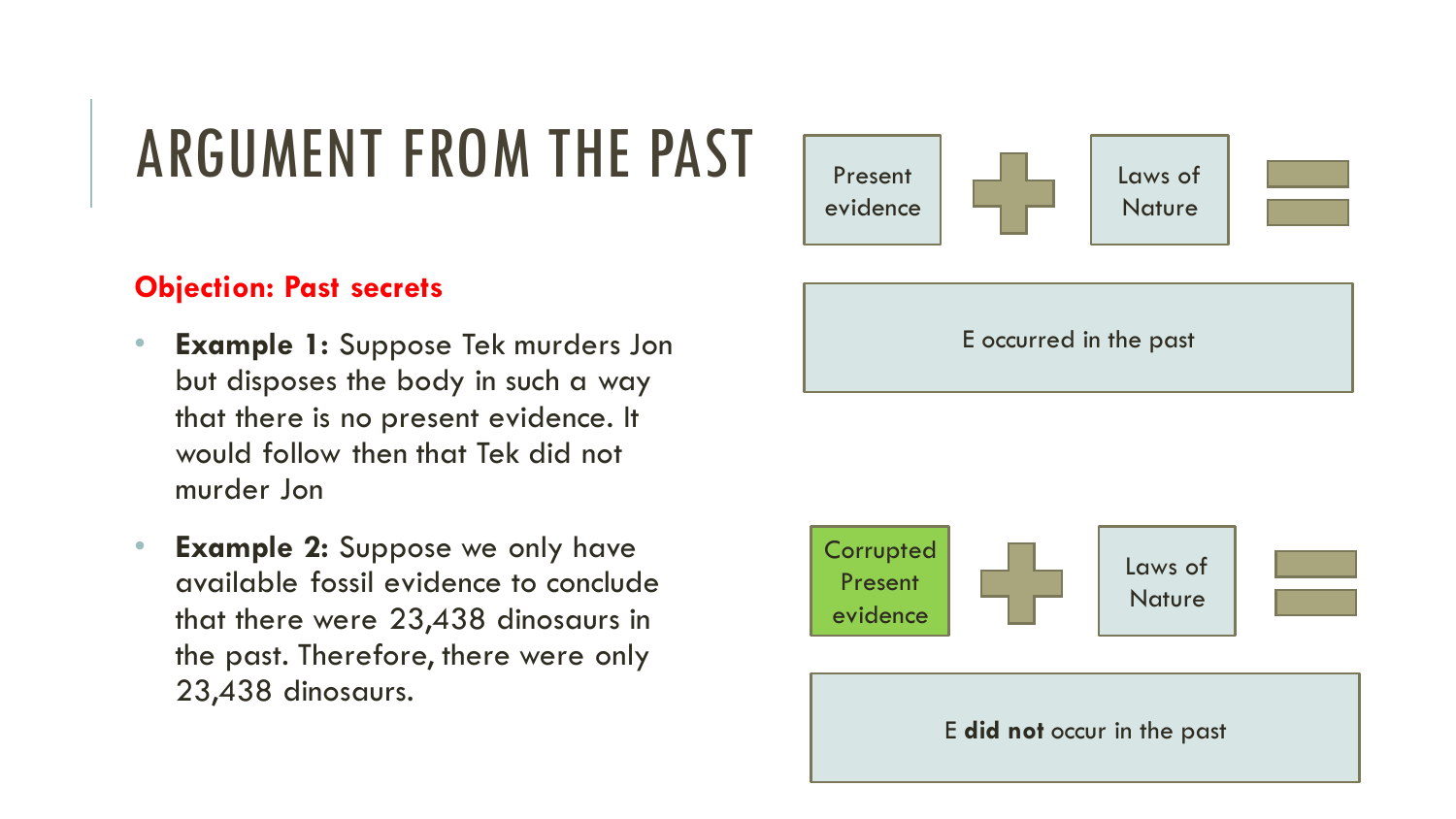# ARGUMENT FROM THE PAST

**Objection: Past secrets**

- **Example 1:** Suppose Tek murders Jon but disposes the body in such a way that there is no present evidence. It would follow then that Tek did not murder Jon
- **Example 2:** Suppose we only have available fossil evidence to conclude that there were 23,438 dinosaurs in the past. Therefore, there were only 23,438 dinosaurs.

Present evidence + Laws of Nature =

E occurred in the past

Corrupted Present evidence + Laws of Nature =

E **did not** occur in the past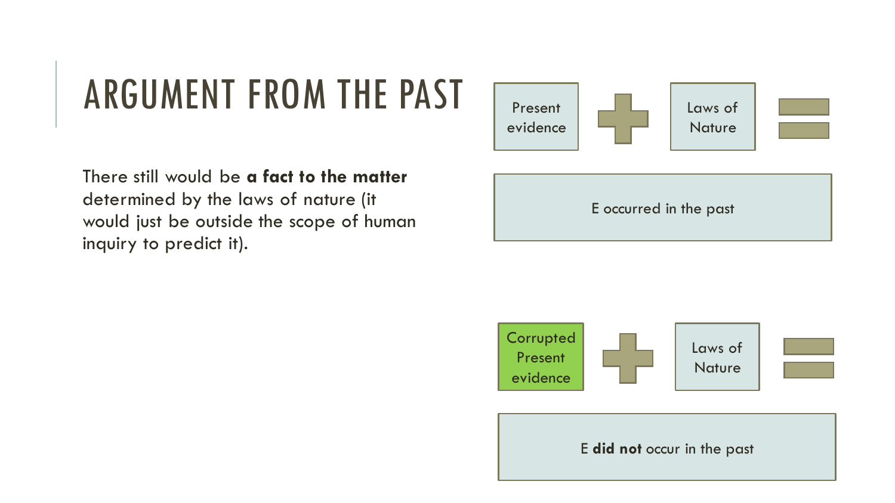# ARGUMENT FROM THE PAST

There still would be **a fact to the matter** determined by the laws of nature (it would just be outside the scope of human inquiry to predict it).

Present evidence + Laws of Nature =

E occurred in the past

Corrupted Present evidence + Laws of Nature =

E **did not** occur in the past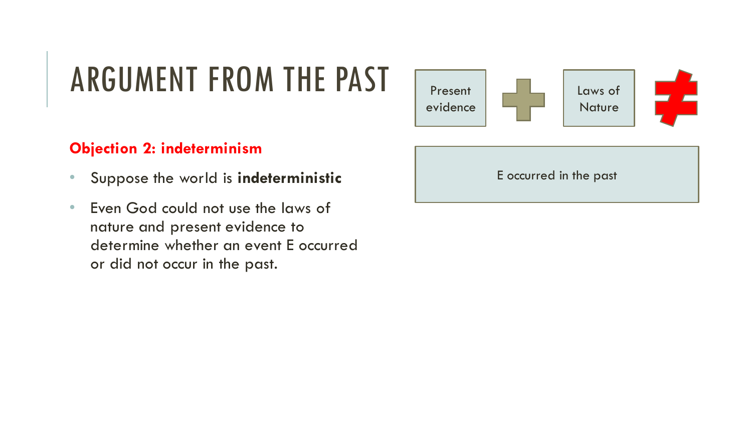# ARGUMENT FROM THE PAST

**Objection 2: indeterminism**

- Suppose the world is **indeterministic**
- Even God could not use the laws of nature and present evidence to determine whether an event E occurred or did not occur in the past.

Present evidence + Laws of Nature ≠ E occurred in the past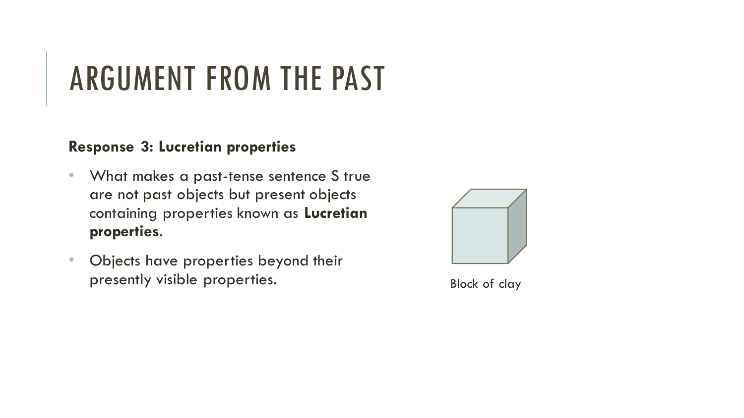# ARGUMENT FROM THE PAST

**Response 3: Lucretian properties**

- What makes a past-tense sentence S true are not past objects but present objects containing properties known as **Lucretian properties**.
- Objects have properties beyond their presently visible properties.

Block of clay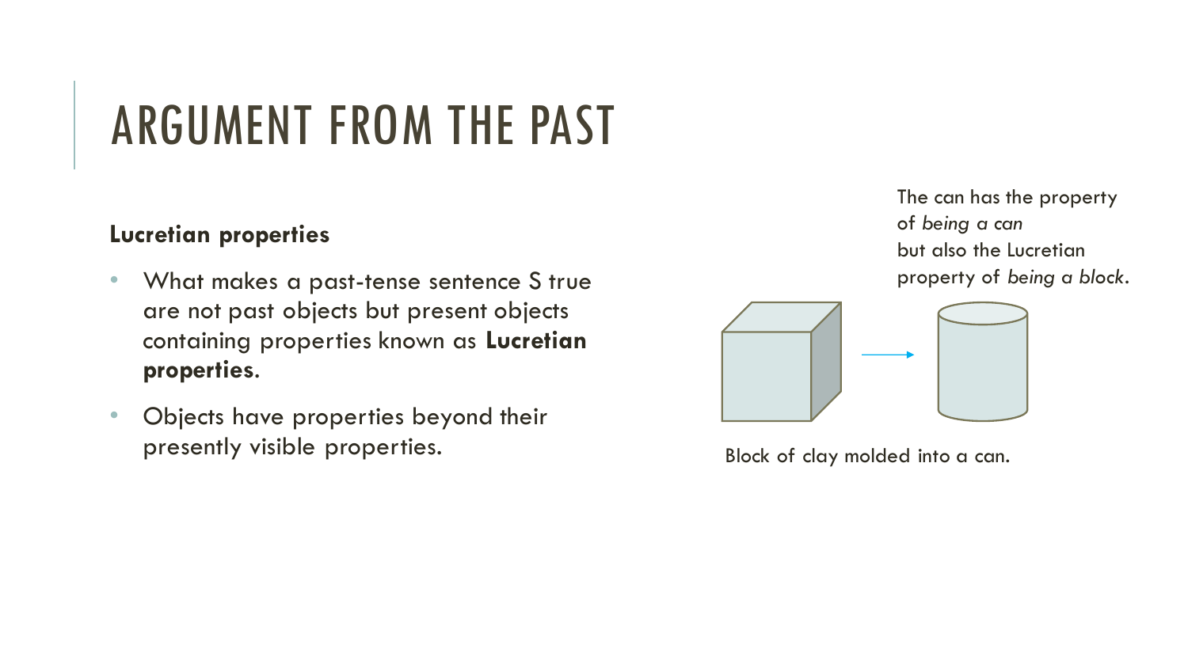# ARGUMENT FROM THE PAST

**Lucretian properties**

- What makes a past-tense sentence S true are not past objects but present objects containing properties known as **Lucretian properties**.
- Objects have properties beyond their presently visible properties.

The can has the property of *being a can* but also the Lucretian property of *being a block*.

Block of clay molded into a can.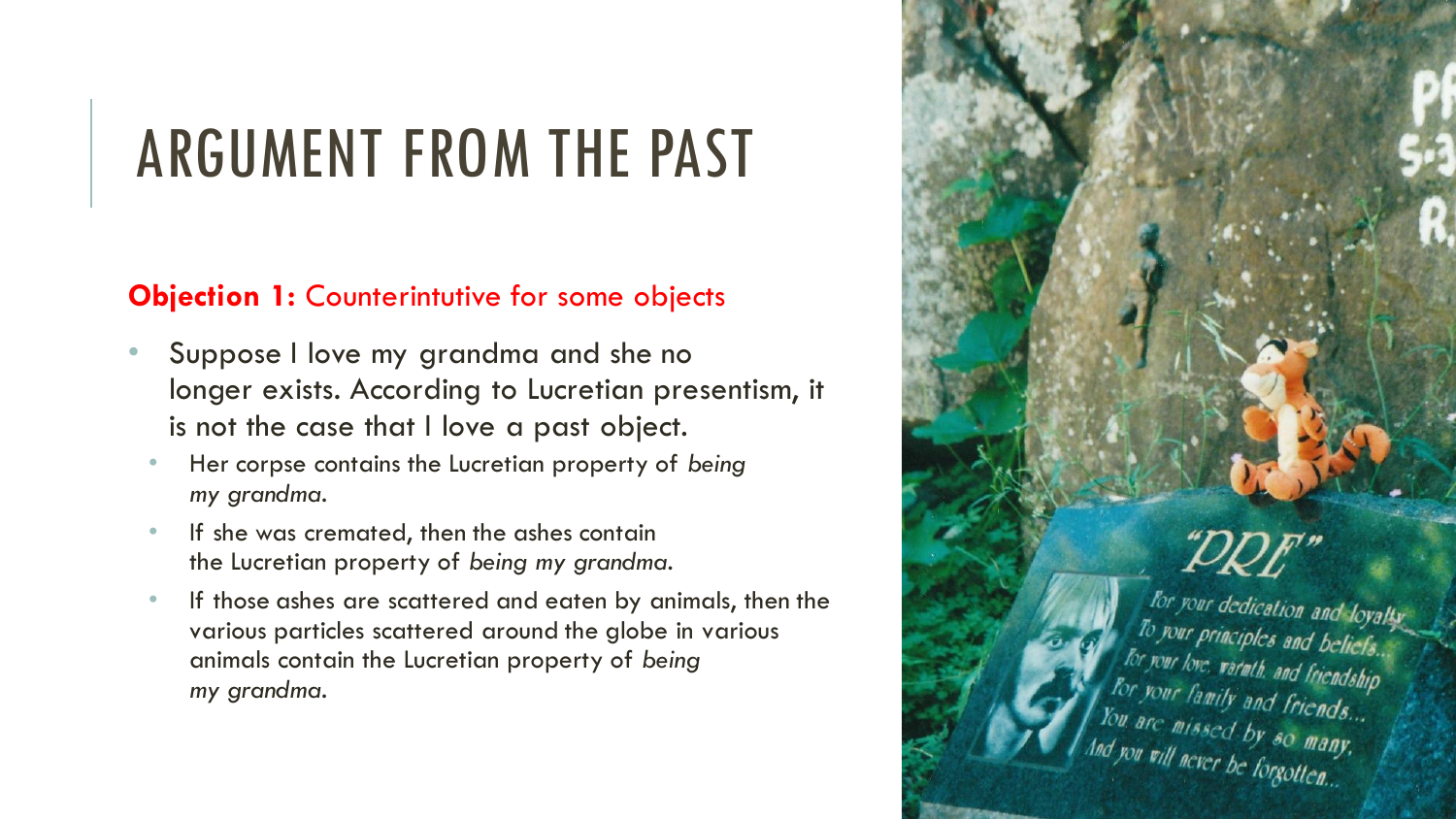# ARGUMENT FROM THE PAST

**Objection 1:** Counterintutive for some objects

- Suppose I love my grandma and she no longer exists. According to Lucretian presentism, it is not the case that I love a past object.
  - Her corpse contains the Lucretian property of *being my grandma*.
  - If she was cremated, then the ashes contain the Lucretian property of *being my grandma*.
  - If those ashes are scattered and eaten by animals, then the various particles scattered around the globe in various animals contain the Lucretian property of *being my grandma*.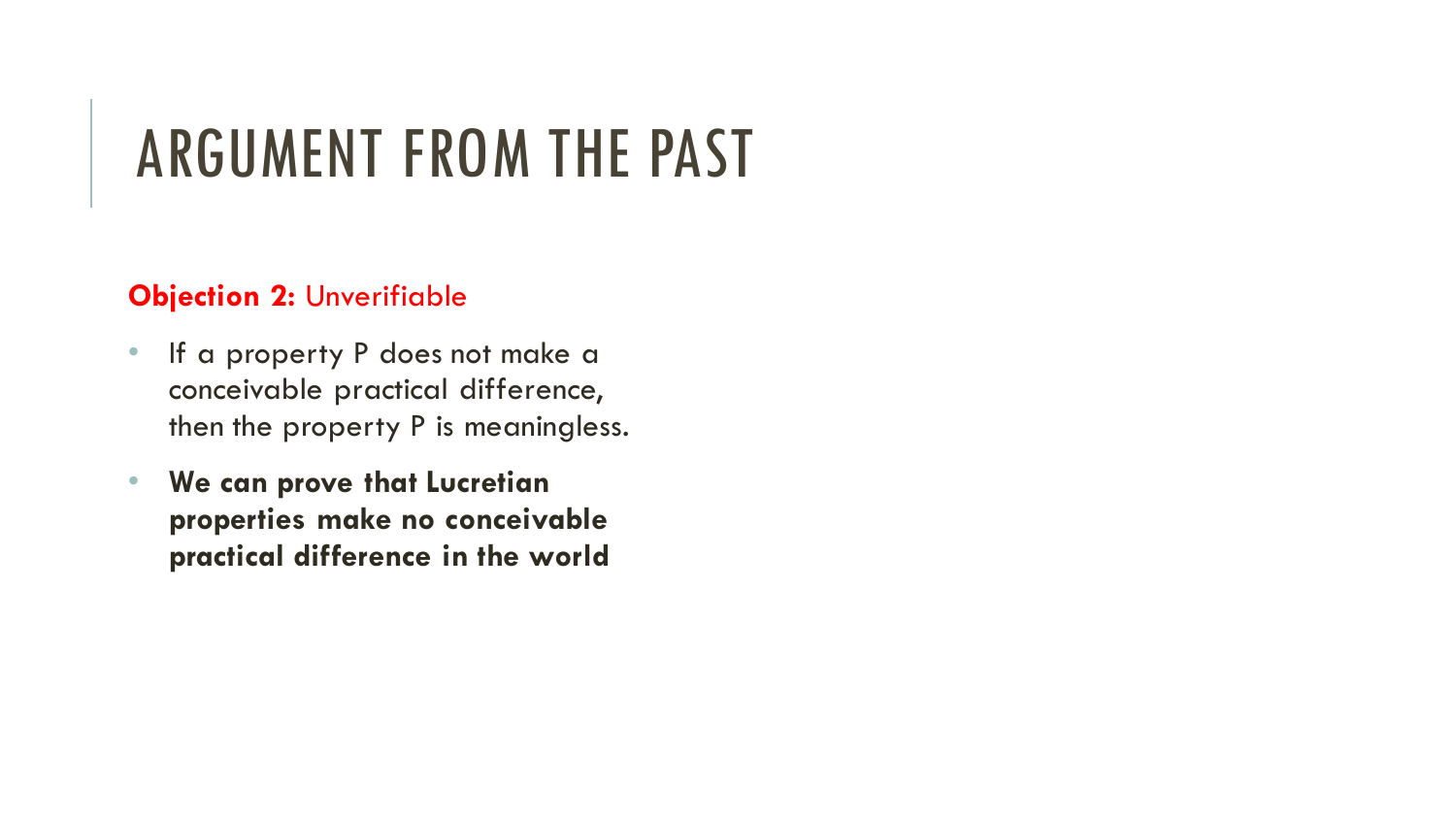# ARGUMENT FROM THE PAST

**Objection 2:** Unverifiable

- If a property P does not make a conceivable practical difference, then the property P is meaningless.
- **We can prove that Lucretian properties make no conceivable practical difference in the world**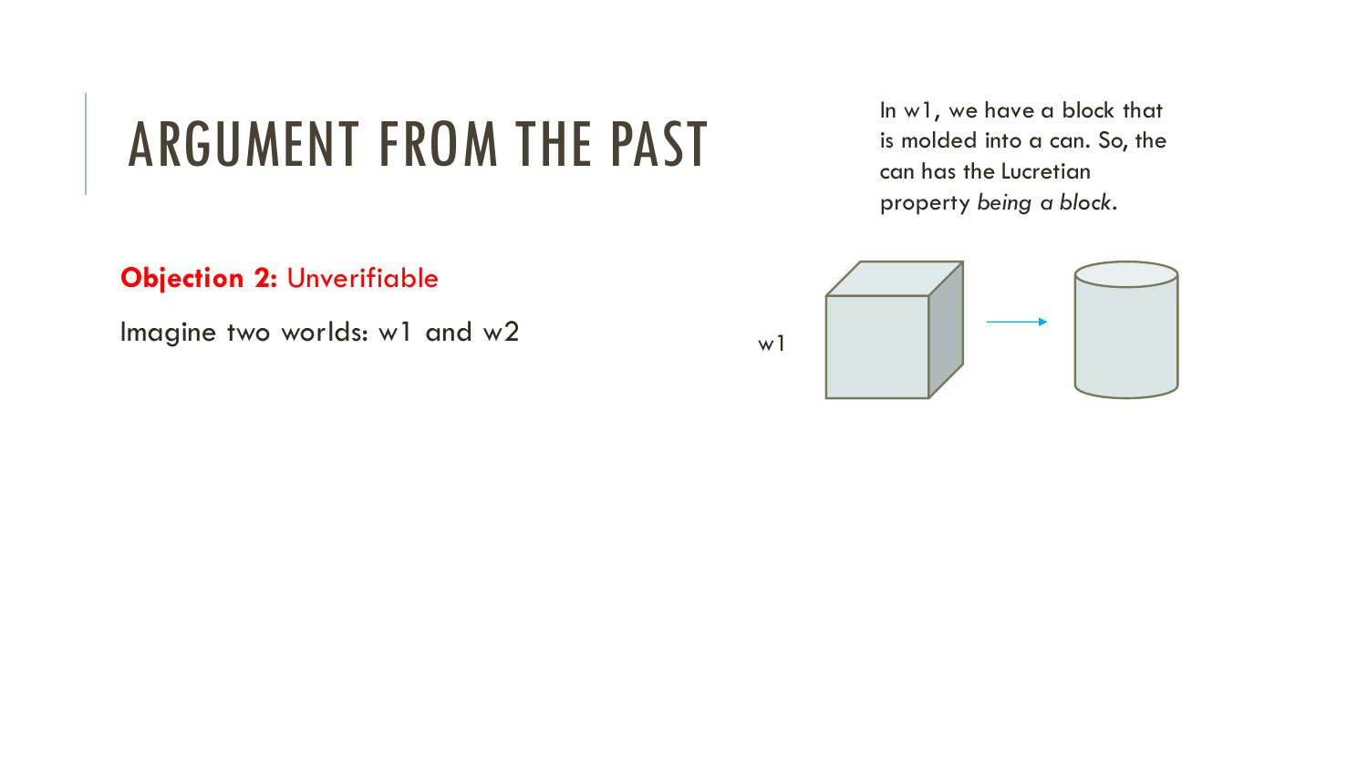# ARGUMENT FROM THE PAST

**Objection 2:** Unverifiable

Imagine two worlds: w1 and w2

In w1, we have a block that is molded into a can. So, the can has the Lucretian property *being a block*.

w1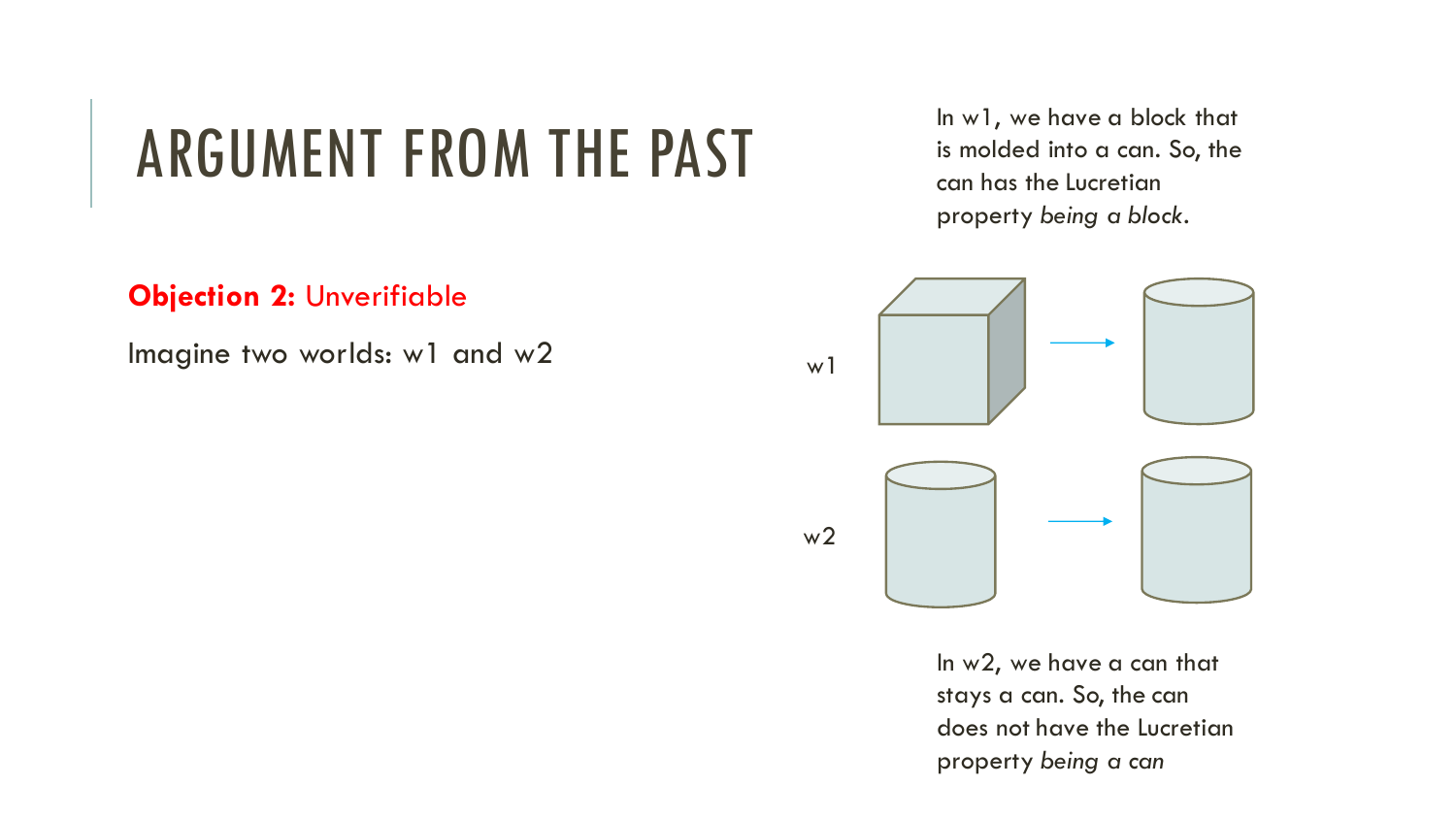# ARGUMENT FROM THE PAST

**Objection 2:** Unverifiable

Imagine two worlds: w1 and w2

In w1, we have a block that is molded into a can. So, the can has the Lucretian property *being a block*.

w1

w2

In w2, we have a can that stays a can. So, the can does not have the Lucretian property *being a can*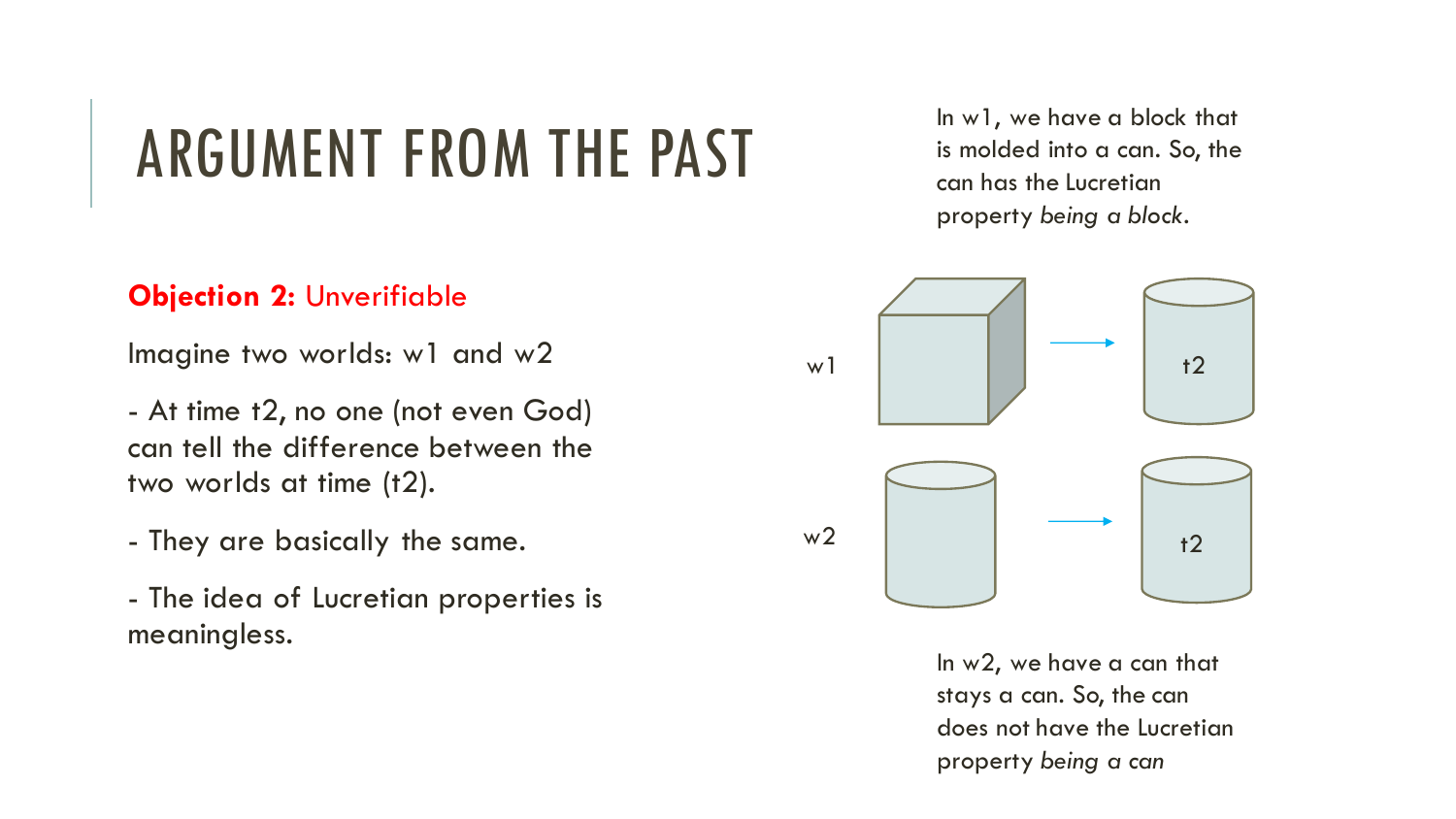# ARGUMENT FROM THE PAST

**Objection 2:** Unverifiable

Imagine two worlds: w1 and w2

- At time t2, no one (not even God) can tell the difference between the two worlds at time (t2).

- They are basically the same.

- The idea of Lucretian properties is meaningless.

In w1, we have a block that is molded into a can. So, the can has the Lucretian property *being a block*.

w1

t2

w2

t2

In w2, we have a can that stays a can. So, the can does not have the Lucretian property *being a can*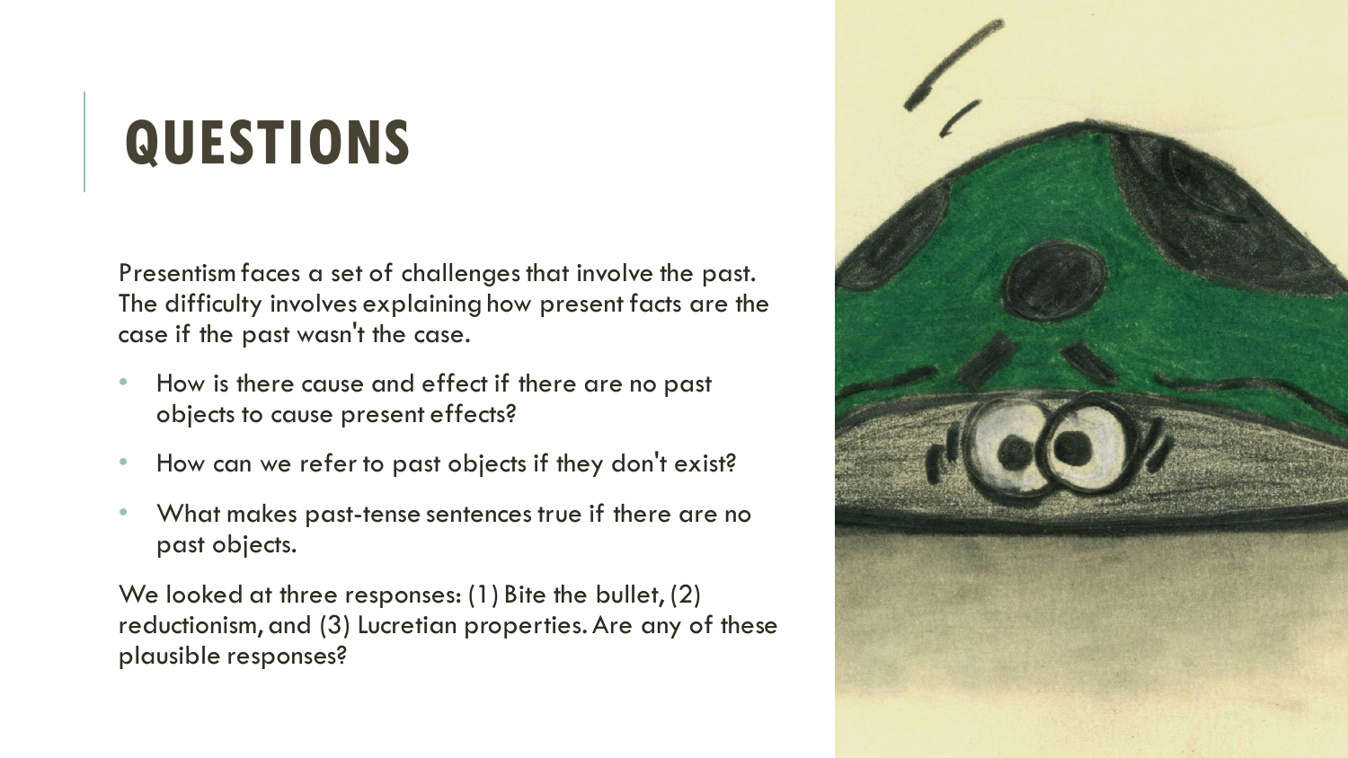# QUESTIONS

Presentism faces a set of challenges that involve the past. The difficulty involves explaining how present facts are the case if the past wasn't the case.

- How is there cause and effect if there are no past objects to cause present effects?
- How can we refer to past objects if they don't exist?
- What makes past-tense sentences true if there are no past objects.

We looked at three responses: (1) Bite the bullet, (2) reductionism, and (3) Lucretian properties. Are any of these plausible responses?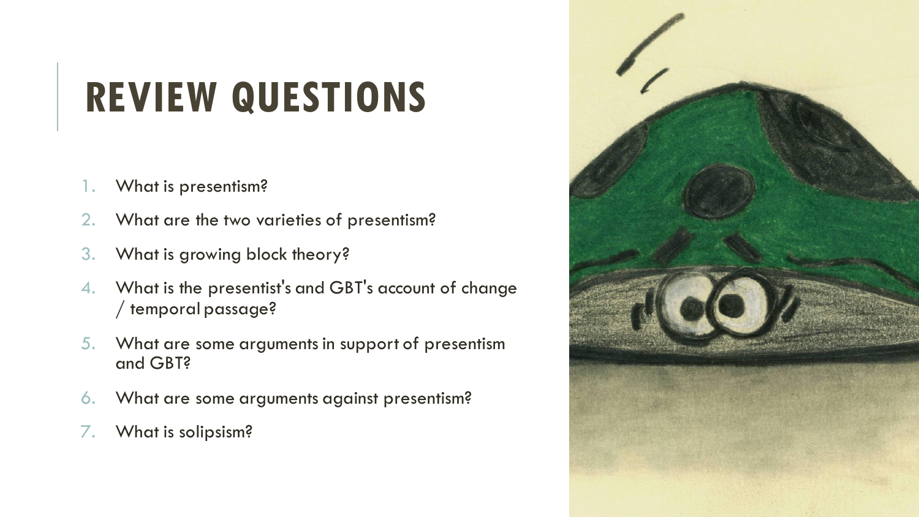# REVIEW QUESTIONS

1. What is presentism?
2. What are the two varieties of presentism?
3. What is growing block theory?
4. What is the presentist's and GBT's account of change / temporal passage?
5. What are some arguments in support of presentism and GBT?
6. What are some arguments against presentism?
7. What is solipsism?